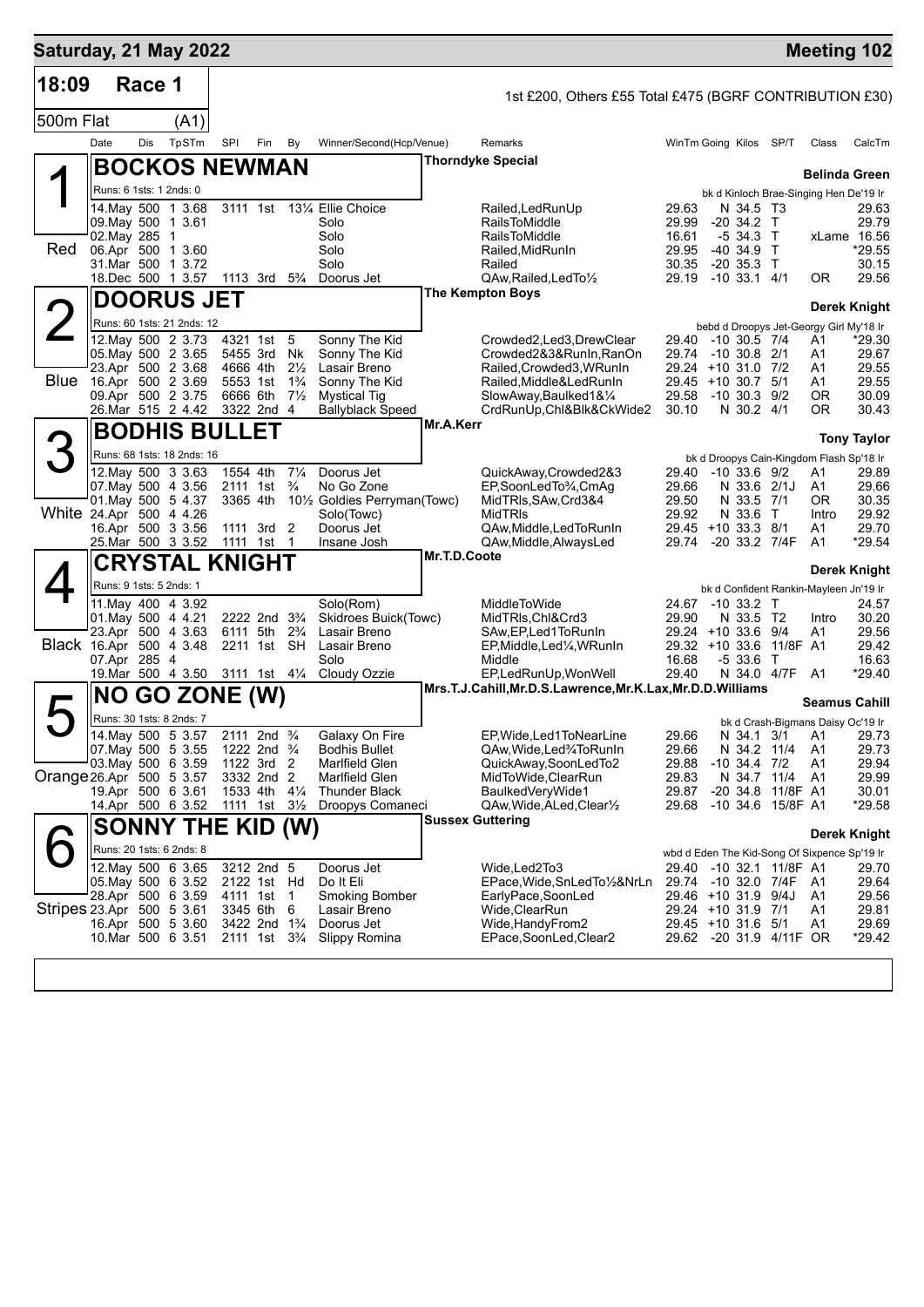# Saturday, 21 May 2022 — Meeting 102

**18:09 Race 1** — 500m Flat (A1)

1st £200, Others £55 Total £475 (BGRF CONTRIBUTION £30)

| Date | Dis | TpSTm | SPI | Fin | By | Winner/Second(Hcp/Venue) | Remarks | WinTm | Going | Kilos | SP/T | Class | CalcTm |
|---|---|---|---|---|---|---|---|---|---|---|---|---|---|

## 1 Red — BOCKOS NEWMAN
Thorndyke Special — **Belinda Green**
Runs: 6 1sts: 1 2nds: 0 — bk d Kinloch Brae-Singing Hen De'19 Ir

| Date | Dis | TpSTm | SPI | Fin | By | Winner/Second(Hcp/Venue) | Remarks | WinTm | Going | Kilos | SP/T | Class | CalcTm |
|---|---|---|---|---|---|---|---|---|---|---|---|---|---|
| 14.May | 500 | 1 3.68 | 3111 | 1st | 13¼ | Ellie Choice | Railed,LedRunUp | 29.63 | N | 34.5 | T3 | | 29.63 |
| 09.May | 500 | 1 3.61 | | | | Solo | RailsToMiddle | 29.99 | -20 | 34.2 | T | | 29.79 |
| 02.May | 285 | 1 | | | | Solo | RailsToMiddle | 16.61 | -5 | 34.3 | T | xLame | 16.56 |
| 06.Apr | 500 | 1 3.60 | | | | Solo | Railed,MidRunIn | 29.95 | -40 | 34.9 | T | | *29.55 |
| 31.Mar | 500 | 1 3.72 | | | | Solo | Railed | 30.35 | -20 | 35.3 | T | | 30.15 |
| 18.Dec | 500 | 1 3.57 | 1113 | 3rd | 5¾ | Doorus Jet | QAw,Railed,LedTo½ | 29.19 | -10 | 33.1 | 4/1 | OR | 29.56 |

## 2 Blue — DOORUS JET
The Kempton Boys — **Derek Knight**
Runs: 60 1sts: 21 2nds: 12 — bebd d Droopys Jet-Georgy Girl My'18 Ir

| Date | Dis | TpSTm | SPI | Fin | By | Winner/Second(Hcp/Venue) | Remarks | WinTm | Going | Kilos | SP/T | Class | CalcTm |
|---|---|---|---|---|---|---|---|---|---|---|---|---|---|
| 12.May | 500 | 2 3.73 | 4321 | 1st | 5 | Sonny The Kid | Crowded2,Led3,DrewClear | 29.40 | -10 | 30.5 | 7/4 | A1 | *29.30 |
| 05.May | 500 | 2 3.65 | 5455 | 3rd | Nk | Sonny The Kid | Crowded2&3&RunIn,RanOn | 29.74 | -10 | 30.8 | 2/1 | A1 | 29.67 |
| 23.Apr | 500 | 2 3.68 | 4666 | 4th | 2½ | Lasair Breno | Railed,Crowded3,WRunIn | 29.24 | +10 | 31.0 | 7/2 | A1 | 29.55 |
| 16.Apr | 500 | 2 3.69 | 5553 | 1st | 1¾ | Sonny The Kid | Railed,Middle&LedRunIn | 29.45 | +10 | 30.7 | 5/1 | A1 | 29.55 |
| 09.Apr | 500 | 2 3.75 | 6666 | 6th | 7½ | Mystical Tig | SlowAway,Baulked1&¼ | 29.58 | -10 | 30.3 | 9/2 | OR | 30.09 |
| 26.Mar | 515 | 2 4.42 | 3322 | 2nd | 4 | Ballyblack Speed | CrdRunUp,Chl&Blk&CkWide2 | 30.10 | N | 30.2 | 4/1 | OR | 30.43 |

## 3 White — BODHIS BULLET
Mr.A.Kerr — **Tony Taylor**
Runs: 68 1sts: 18 2nds: 16 — bk d Droopys Cain-Kingdom Flash Sp'18 Ir

| Date | Dis | TpSTm | SPI | Fin | By | Winner/Second(Hcp/Venue) | Remarks | WinTm | Going | Kilos | SP/T | Class | CalcTm |
|---|---|---|---|---|---|---|---|---|---|---|---|---|---|
| 12.May | 500 | 3 3.63 | 1554 | 4th | 7¼ | Doorus Jet | QuickAway,Crowded2&3 | 29.40 | -10 | 33.6 | 9/2 | A1 | 29.89 |
| 07.May | 500 | 4 3.56 | 2111 | 1st | ¾ | No Go Zone | EP,SoonLedTo¾,CmAg | 29.66 | N | 33.6 | 2/1J | A1 | 29.66 |
| 01.May | 500 | 5 4.37 | 3365 | 4th | 10½ | Goldies Perryman(Towc) | MidTRls,SAw,Crd3&4 | 29.50 | N | 33.5 | 7/1 | OR | 30.35 |
| 24.Apr | 500 | 4 4.26 | | | | Solo(Towc) | MidTRls | 29.92 | N | 33.6 | T | Intro | 29.92 |
| 16.Apr | 500 | 3 3.56 | 1111 | 3rd | 2 | Doorus Jet | QAw,Middle,LedToRunIn | 29.45 | +10 | 33.3 | 8/1 | A1 | 29.70 |
| 25.Mar | 500 | 3 3.52 | 1111 | 1st | 1 | Insane Josh | QAw,Middle,AlwaysLed | 29.74 | -20 | 33.2 | 7/4F | A1 | *29.54 |

## 4 Black — CRYSTAL KNIGHT
Mr.T.D.Coote — **Derek Knight**
Runs: 9 1sts: 5 2nds: 1 — bk d Confident Rankin-Mayleen Jn'19 Ir

| Date | Dis | TpSTm | SPI | Fin | By | Winner/Second(Hcp/Venue) | Remarks | WinTm | Going | Kilos | SP/T | Class | CalcTm |
|---|---|---|---|---|---|---|---|---|---|---|---|---|---|
| 11.May | 400 | 4 3.92 | | | | Solo(Rom) | MiddleToWide | 24.67 | -10 | 33.2 | T | | 24.57 |
| 01.May | 500 | 4 4.21 | 2222 | 2nd | 3¾ | Skidroes Buick(Towc) | MidTRls,Chl&Crd3 | 29.90 | N | 33.5 | T2 | Intro | 30.20 |
| 23.Apr | 500 | 4 3.63 | 6111 | 5th | 2¾ | Lasair Breno | SAw,EP,Led1ToRunIn | 29.24 | +10 | 33.6 | 9/4 | A1 | 29.56 |
| 16.Apr | 500 | 4 3.48 | 2211 | 1st | SH | Lasair Breno | EP,Middle,Led¼,WRunIn | 29.32 | +10 | 33.6 | 11/8F | A1 | 29.42 |
| 07.Apr | 285 | 4 | | | | Solo | Middle | 16.68 | -5 | 33.6 | T | | 16.63 |
| 19.Mar | 500 | 4 3.50 | 3111 | 1st | 4¼ | Cloudy Ozzie | EP,LedRunUp,WonWell | 29.40 | N | 34.0 | 4/7F | A1 | *29.40 |

## 5 Orange — NO GO ZONE (W)
Mrs.T.J.Cahill,Mr.D.S.Lawrence,Mr.K.Lax,Mr.D.D.Williams — **Seamus Cahill**
Runs: 30 1sts: 8 2nds: 7 — bk d Crash-Bigmans Daisy Oc'19 Ir

| Date | Dis | TpSTm | SPI | Fin | By | Winner/Second(Hcp/Venue) | Remarks | WinTm | Going | Kilos | SP/T | Class | CalcTm |
|---|---|---|---|---|---|---|---|---|---|---|---|---|---|
| 14.May | 500 | 5 3.57 | 2111 | 2nd | ¾ | Galaxy On Fire | EP,Wide,Led1ToNearLine | 29.66 | N | 34.1 | 3/1 | A1 | 29.73 |
| 07.May | 500 | 5 3.55 | 1222 | 2nd | ¾ | Bodhis Bullet | QAw,Wide,Led¾ToRunIn | 29.66 | N | 34.2 | 11/4 | A1 | 29.73 |
| 03.May | 500 | 6 3.59 | 1122 | 3rd | 2 | Marlfield Glen | QuickAway,SoonLedTo2 | 29.88 | -10 | 34.4 | 7/2 | A1 | 29.94 |
| 26.Apr | 500 | 5 3.57 | 3332 | 2nd | 2 | Marlfield Glen | MidToWide,ClearRun | 29.83 | N | 34.7 | 11/4 | A1 | 29.99 |
| 19.Apr | 500 | 6 3.61 | 1533 | 4th | 4¼ | Thunder Black | BaulkedVeryWide1 | 29.87 | -20 | 34.8 | 11/8F | A1 | 30.01 |
| 14.Apr | 500 | 6 3.52 | 1111 | 1st | 3½ | Droopys Comaneci | QAw,Wide,ALed,Clear½ | 29.68 | -10 | 34.6 | 15/8F | A1 | *29.58 |

## 6 Stripes — SONNY THE KID (W)
Sussex Guttering — **Derek Knight**
Runs: 20 1sts: 6 2nds: 8 — wbd d Eden The Kid-Song Of Sixpence Sp'19 Ir

| Date | Dis | TpSTm | SPI | Fin | By | Winner/Second(Hcp/Venue) | Remarks | WinTm | Going | Kilos | SP/T | Class | CalcTm |
|---|---|---|---|---|---|---|---|---|---|---|---|---|---|
| 12.May | 500 | 6 3.65 | 3212 | 2nd | 5 | Doorus Jet | Wide,Led2To3 | 29.40 | -10 | 32.1 | 11/8F | A1 | 29.70 |
| 05.May | 500 | 6 3.52 | 2122 | 1st | Hd | Do It Eli | EPace,Wide,SnLedTo½&NrLn | 29.74 | -10 | 32.0 | 7/4F | A1 | 29.64 |
| 28.Apr | 500 | 6 3.59 | 4111 | 1st | 1 | Smoking Bomber | EarlyPace,SoonLed | 29.46 | +10 | 31.9 | 9/4J | A1 | 29.56 |
| 23.Apr | 500 | 5 3.61 | 3345 | 6th | 6 | Lasair Breno | Wide,ClearRun | 29.24 | +10 | 31.9 | 7/1 | A1 | 29.81 |
| 16.Apr | 500 | 5 3.60 | 3422 | 2nd | 1¾ | Doorus Jet | Wide,HandyFrom2 | 29.45 | +10 | 31.6 | 5/1 | A1 | 29.69 |
| 10.Mar | 500 | 6 3.51 | 2111 | 1st | 3¾ | Slippy Romina | EPace,SoonLed,Clear2 | 29.62 | -20 | 31.9 | 4/11F | OR | *29.42 |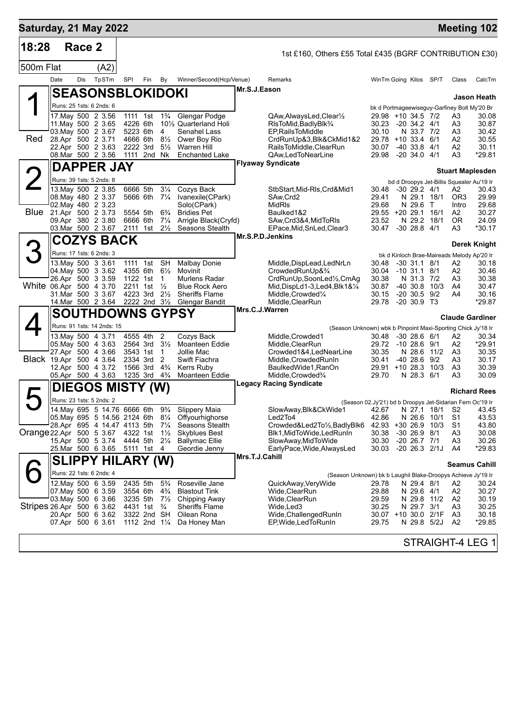# Saturday, 21 May 2022 — Meeting 102

**18:28 Race 2** — 1st £160, Others £55 Total £435 (BGRF CONTRIBUTION £30)

**500m Flat (A2)**

| Date | Dis | TpSTm | SPI | Fin | By | Winner/Second(Hcp/Venue) | Remarks | WinTm | Going | Kilos | SP/T | Class | CalcTm |
|---|---|---|---|---|---|---|---|---|---|---|---|---|---|

## 1 — Red — SEASONSBLOKIDOKI
Mr.S.J.Eason — **Jason Heath**

Runs: 25 1sts: 6 2nds: 6 — bk d Portmageewiseguy-Garfiney Bolt My'20 Br

| Date | Dis | TpSTm | SPI | Fin | By | Winner/Second(Hcp/Venue) | Remarks | WinTm | Going | Kilos | SP/T | Class | CalcTm |
|---|---|---|---|---|---|---|---|---|---|---|---|---|---|
| 17.May | 500 | 2 3.56 | 1111 | 1st | 1¾ | Glengar Podge | QAw,AlwaysLed,Clear½ | 29.98 | +10 | 34.5 | 7/2 | A3 | 30.08 |
| 11.May | 500 | 2 3.65 | 4226 | 6th | 10½ | Quarterland Holi | RlsToMid,BadlyBlk¾ | 30.23 | -20 | 34.2 | 4/1 | A3 | 30.87 |
| 03.May | 500 | 2 3.67 | 5223 | 6th | 4 | Senahel Lass | EP,RailsToMiddle | 30.10 | N | 33.7 | 7/2 | A3 | 30.42 |
| 28.Apr | 500 | 2 3.71 | 4666 | 6th | 8½ | Ower Boy Rio | CrdRunUp&3,Blk&CkMid1&2 | 29.78 | +10 | 33.4 | 6/1 | A2 | 30.55 |
| 22.Apr | 500 | 2 3.63 | 2222 | 3rd | 5½ | Warren Hill | RailsToMiddle,ClearRun | 30.07 | -40 | 33.8 | 4/1 | A2 | 30.11 |
| 08.Mar | 500 | 2 3.56 | 1111 | 2nd | Nk | Enchanted Lake | QAw,LedToNearLine | 29.98 | -20 | 34.0 | 4/1 | A3 | *29.81 |

## 2 — Blue — DAPPER JAY
Flyaway Syndicate — **Stuart Maplesden**

Runs: 39 1sts: 5 2nds: 8 — bd d Droopys Jet-Billis Squealer Au'19 Ir

| Date | Dis | TpSTm | SPI | Fin | By | Winner/Second(Hcp/Venue) | Remarks | WinTm | Going | Kilos | SP/T | Class | CalcTm |
|---|---|---|---|---|---|---|---|---|---|---|---|---|---|
| 13.May | 500 | 2 3.85 | 6666 | 5th | 3¼ | Cozys Back | StbStart,Mid-Rls,Crd&Mid1 | 30.48 | -30 | 29.2 | 4/1 | A2 | 30.43 |
| 08.May | 480 | 2 3.37 | 5666 | 6th | 7¼ | Ivanexile(CPark) | SAw,Crd2 | 29.41 | N | 29.1 | 18/1 | OR3 | 29.99 |
| 02.May | 480 | 2 3.23 | | | | Solo(CPark) | MidRls | 29.68 | N | 29.6 | T | Intro | 29.68 |
| 21.Apr | 500 | 2 3.73 | 5554 | 5th | 6¾ | Bridies Pet | Baulked1&2 | 29.55 | +20 | 29.1 | 16/1 | A2 | 30.27 |
| 09.Apr | 380 | 2 3.80 | 6666 | 6th | 7¼ | Arrigle Black(Cryfd) | SAw,Crd3&4,MidToRls | 23.52 | N | 29.2 | 18/1 | OR | 24.09 |
| 03.Mar | 500 | 2 3.67 | 2111 | 1st | 2½ | Seasons Stealth | EPace,Mid,SnLed,Clear3 | 30.47 | -30 | 28.8 | 4/1 | A3 | *30.17 |

## 3 — White — COZYS BACK
Mr.S.P.D.Jenkins — **Derek Knight**

Runs: 17 1sts: 6 2nds: 3 — bk d Kinloch Brae-Maireads Melody Ap'20 Ir

| Date | Dis | TpSTm | SPI | Fin | By | Winner/Second(Hcp/Venue) | Remarks | WinTm | Going | Kilos | SP/T | Class | CalcTm |
|---|---|---|---|---|---|---|---|---|---|---|---|---|---|
| 13.May | 500 | 3 3.61 | 1111 | 1st | SH | Malbay Donie | Middle,DispLead,LedNrLn | 30.48 | -30 | 31.1 | 8/1 | A2 | 30.18 |
| 04.May | 500 | 3 3.62 | 4355 | 6th | 6½ | Movinit | CrowdedRunUp&¾ | 30.04 | -10 | 31.1 | 8/1 | A2 | 30.46 |
| 26.Apr | 500 | 3 3.59 | 1122 | 1st | 1 | Murlens Radar | CrdRunUp,SoonLed½,CmAg | 30.38 | N | 31.3 | 7/2 | A3 | 30.38 |
| 06.Apr | 500 | 4 3.70 | 2211 | 1st | ½ | Blue Rock Aero | Mid,DispLd1-3,Led4,Blk1&¼ | 30.87 | -40 | 30.8 | 10/3 | A4 | 30.47 |
| 31.Mar | 500 | 3 3.67 | 4223 | 3rd | 2½ | Sheriffs Flame | Middle,Crowded¼ | 30.15 | -20 | 30.5 | 9/2 | A4 | 30.16 |
| 14.Mar | 500 | 2 3.64 | 2222 | 2nd | 3½ | Glengar Bandit | Middle,ClearRun | 29.78 | -20 | 30.9 | T3 | | *29.87 |

## 4 — Black — SOUTHDOWNS GYPSY
Mrs.C.J.Warren — **Claude Gardiner**

Runs: 91 1sts: 14 2nds: 15 — (Season Unknown) wbk b Pinpoint Maxi-Sporting Chick Jy'18 Ir

| Date | Dis | TpSTm | SPI | Fin | By | Winner/Second(Hcp/Venue) | Remarks | WinTm | Going | Kilos | SP/T | Class | CalcTm |
|---|---|---|---|---|---|---|---|---|---|---|---|---|---|
| 13.May | 500 | 4 3.71 | 4555 | 4th | 2 | Cozys Back | Middle,Crowded1 | 30.48 | -30 | 28.6 | 6/1 | A2 | 30.34 |
| 05.May | 500 | 4 3.63 | 2564 | 3rd | 3½ | Moanteen Eddie | Middle,ClearRun | 29.72 | -10 | 28.6 | 9/1 | A2 | *29.91 |
| 27.Apr | 500 | 4 3.66 | 3543 | 1st | 1 | Jollie Mac | Crowded1&4,LedNearLine | 30.35 | N | 28.6 | 11/2 | A3 | 30.35 |
| 19.Apr | 500 | 4 3.64 | 2334 | 3rd | 2 | Swift Fiachra | Middle,CrowdedRunIn | 30.41 | -40 | 28.6 | 9/2 | A3 | 30.17 |
| 12.Apr | 500 | 4 3.72 | 1566 | 3rd | 4¾ | Kerrs Ruby | BaulkedWide1,RanOn | 29.91 | +10 | 28.3 | 10/3 | A3 | 30.39 |
| 05.Apr | 500 | 4 3.63 | 1235 | 3rd | 4¾ | Moanteen Eddie | Middle,Crowded¾ | 29.70 | N | 28.3 | 6/1 | A3 | 30.09 |

## 5 — Orange — DIEGOS MISTY (W)
Legacy Racing Syndicate — **Richard Rees**

Runs: 23 1sts: 5 2nds: 2 — (Season 02.Jy'21) bd b Droopys Jet-Sidarian Fern Oc'19 Ir

| Date | Dis | TpSTm | SPI | Fin | By | Winner/Second(Hcp/Venue) | Remarks | WinTm | Going | Kilos | SP/T | Class | CalcTm |
|---|---|---|---|---|---|---|---|---|---|---|---|---|---|
| 14.May | 695 | 5 14.76 | 6666 | 6th | 9¾ | Slippery Maia | SlowAway,Blk&CkWide1 | 42.67 | N | 27.1 | 18/1 | S2 | 43.45 |
| 05.May | 695 | 5 14.56 | 2124 | 6th | 8¼ | Offyourhighorse | Led2To4 | 42.86 | N | 26.6 | 10/1 | S1 | 43.53 |
| 28.Apr | 695 | 4 14.47 | 4113 | 5th | 7¼ | Seasons Stealth | Crowded&Led2To½,BadlyBlk6 | 42.93 | +30 | 26.9 | 10/3 | S1 | 43.80 |
| 22.Apr | 500 | 5 3.67 | 4322 | 1st | 1½ | Skyblues Best | Blk1,MidToWide,LedRunIn | 30.38 | -30 | 26.9 | 8/1 | A3 | 30.08 |
| 15.Apr | 500 | 5 3.74 | 4444 | 5th | 2¼ | Ballymac Ellie | SlowAway,MidToWide | 30.30 | -20 | 26.7 | 7/1 | A3 | 30.26 |
| 25.Mar | 500 | 6 3.65 | 5111 | 1st | 4 | Geordie Jenny | EarlyPace,Wide,AlwaysLed | 30.03 | -20 | 26.3 | 2/1J | A4 | *29.83 |

## 6 — Stripes — SLIPPY HILARY (W)
Mrs.T.J.Cahill — **Seamus Cahill**

Runs: 22 1sts: 6 2nds: 4 — (Season Unknown) bk b Laughil Blake-Droopys Achieve Jy'19 Ir

| Date | Dis | TpSTm | SPI | Fin | By | Winner/Second(Hcp/Venue) | Remarks | WinTm | Going | Kilos | SP/T | Class | CalcTm |
|---|---|---|---|---|---|---|---|---|---|---|---|---|---|
| 12.May | 500 | 6 3.59 | 2435 | 5th | 5¾ | Roseville Jane | QuickAway,VeryWide | 29.78 | N | 29.4 | 8/1 | A2 | 30.24 |
| 07.May | 500 | 6 3.59 | 3554 | 6th | 4¾ | Blastout Tink | Wide,ClearRun | 29.88 | N | 29.6 | 4/1 | A2 | 30.27 |
| 03.May | 500 | 6 3.66 | 3235 | 5th | 7½ | Chipping Away | Wide,ClearRun | 29.59 | N | 29.8 | 11/2 | A2 | 30.19 |
| 26.Apr | 500 | 6 3.62 | 4431 | 1st | ¾ | Sheriffs Flame | Wide,Led3 | 30.25 | N | 29.7 | 3/1 | A3 | 30.25 |
| 20.Apr | 500 | 6 3.62 | 3322 | 2nd | SH | Oilean Rona | Wide,ChallengedRunIn | 30.07 | +10 | 30.0 | 2/1F | A3 | 30.18 |
| 07.Apr | 500 | 6 3.61 | 1112 | 2nd | 1¼ | Da Honey Man | EP,Wide,LedToRunIn | 29.75 | N | 29.8 | 5/2J | A2 | *29.85 |

STRAIGHT-4 LEG 1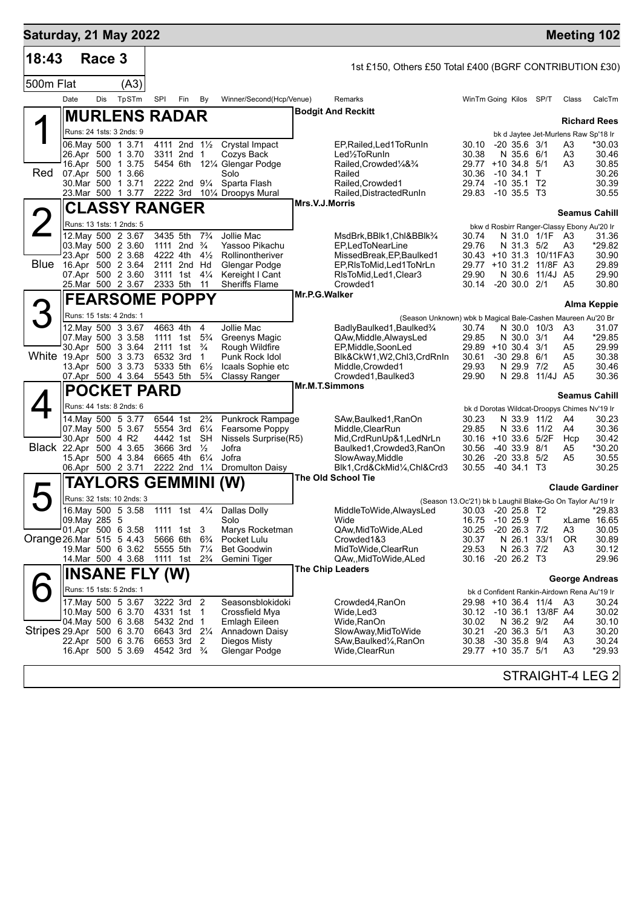**Saturday, 21 May 2022** — **Meeting 102**

**18:43 Race 3** — 1st £150, Others £50 Total £400 (BGRF CONTRIBUTION £30)

**500m Flat (A3)**

| Date | Dis | TpSTm | SPI | Fin | By | Winner/Second(Hcp/Venue) | Remarks | WinTm | Going | Kilos | SP/T | Class | CalcTm |
|---|---|---|---|---|---|---|---|---|---|---|---|---|---|

## 1 MURLENS RADAR (Red)
Bodgit And Reckitt — **Richard Rees**

Runs: 24 1sts: 3 2nds: 9 — bk d Jaytee Jet-Murlens Raw Sp'18 Ir

| Date | Dis | TpSTm | SPI | Fin | By | Winner/Second(Hcp/Venue) | Remarks | WinTm | Going | Kilos | SP/T | Class | CalcTm |
|---|---|---|---|---|---|---|---|---|---|---|---|---|---|
| 06.May | 500 | 1 3.71 | 4111 | 2nd | 1½ | Crystal Impact | EP,Railed,Led1ToRunIn | 30.10 | -20 | 35.6 | 3/1 | A3 | *30.03 |
| 26.Apr | 500 | 1 3.70 | 3311 | 2nd | 1 | Cozys Back | Led½ToRunIn | 30.38 | N | 35.6 | 6/1 | A3 | 30.46 |
| 16.Apr | 500 | 1 3.75 | 5454 | 6th | 12¼ | Glengar Podge | Railed,Crowded¼&¾ | 29.77 | +10 | 34.8 | 5/1 | A3 | 30.85 |
| 07.Apr | 500 | 1 3.66 | | | | Solo | Railed | 30.36 | -10 | 34.1 | T | | 30.26 |
| 30.Mar | 500 | 1 3.71 | 2222 | 2nd | 9¼ | Sparta Flash | Railed,Crowded1 | 29.74 | -10 | 35.1 | T2 | | 30.39 |
| 23.Mar | 500 | 1 3.77 | 2222 | 3rd | 10¼ | Droopys Mural | Railed,DistractedRunIn | 29.83 | -10 | 35.5 | T3 | | 30.55 |

## 2 CLASSY RANGER (Blue)
Mrs.V.J.Morris — **Seamus Cahill**

Runs: 13 1sts: 1 2nds: 5 — bkw d Rosbirr Ranger-Classy Ebony Au'20 Ir

| Date | Dis | TpSTm | SPI | Fin | By | Winner/Second(Hcp/Venue) | Remarks | WinTm | Going | Kilos | SP/T | Class | CalcTm |
|---|---|---|---|---|---|---|---|---|---|---|---|---|---|
| 12.May | 500 | 2 3.67 | 3435 | 5th | 7¾ | Jollie Mac | MsdBrk,BBlk1,Chl&BBlk¾ | 30.74 | N | 31.0 | 1/1F | A3 | 31.36 |
| 03.May | 500 | 2 3.60 | 1111 | 2nd | ¾ | Yassoo Pikachu | EP,LedToNearLine | 29.76 | N | 31.3 | 5/2 | A3 | *29.82 |
| 23.Apr | 500 | 2 3.68 | 4222 | 4th | 4½ | Rollinontheriver | MissedBreak,EP,Baulked1 | 30.43 | +10 | 31.3 | 10/11F | A3 | 30.90 |
| 16.Apr | 500 | 2 3.64 | 2111 | 2nd | Hd | Glengar Podge | EP,RlsToMid,Led1ToNrLn | 29.77 | +10 | 31.2 | 11/8F | A3 | 29.89 |
| 07.Apr | 500 | 2 3.60 | 3111 | 1st | 4¼ | Kereight I Cant | RlsToMid,Led1,Clear3 | 29.90 | N | 30.6 | 11/4J | A5 | 29.90 |
| 25.Mar | 500 | 2 3.67 | 2333 | 5th | 11 | Sheriffs Flame | Crowded1 | 30.14 | -20 | 30.0 | 2/1 | A5 | 30.80 |

## 3 FEARSOME POPPY (White)
Mr.P.G.Walker — **Alma Keppie**

Runs: 15 1sts: 4 2nds: 1 — (Season Unknown) wbk b Magical Bale-Cashen Maureen Au'20 Br

| Date | Dis | TpSTm | SPI | Fin | By | Winner/Second(Hcp/Venue) | Remarks | WinTm | Going | Kilos | SP/T | Class | CalcTm |
|---|---|---|---|---|---|---|---|---|---|---|---|---|---|
| 12.May | 500 | 3 3.67 | 4663 | 4th | 4 | Jollie Mac | BadlyBaulked1,Baulked¾ | 30.74 | N | 30.0 | 10/3 | A3 | 31.07 |
| 07.May | 500 | 3 3.58 | 1111 | 1st | 5¾ | Greenys Magic | QAw,Middle,AlwaysLed | 29.85 | N | 30.0 | 3/1 | A4 | *29.85 |
| 30.Apr | 500 | 3 3.64 | 2111 | 1st | ¾ | Rough Wildfire | EP,Middle,SoonLed | 29.89 | +10 | 30.4 | 3/1 | A5 | 29.99 |
| 19.Apr | 500 | 3 3.73 | 6532 | 3rd | 1 | Punk Rock Idol | Blk&CkW1,W2,Chl3,CrdRnIn | 30.61 | -30 | 29.8 | 6/1 | A5 | 30.38 |
| 13.Apr | 500 | 3 3.73 | 5333 | 5th | 6½ | Icaals Sophie etc | Middle,Crowded1 | 29.93 | N | 29.9 | 7/2 | A5 | 30.46 |
| 07.Apr | 500 | 4 3.64 | 5543 | 5th | 5¾ | Classy Ranger | Crowded1,Baulked3 | 29.90 | N | 29.8 | 11/4J | A5 | 30.36 |

## 4 POCKET PARD (Black)
Mr.M.T.Simmons — **Seamus Cahill**

Runs: 44 1sts: 8 2nds: 6 — bk d Dorotas Wildcat-Droopys Chimes Nv'19 Ir

| Date | Dis | TpSTm | SPI | Fin | By | Winner/Second(Hcp/Venue) | Remarks | WinTm | Going | Kilos | SP/T | Class | CalcTm |
|---|---|---|---|---|---|---|---|---|---|---|---|---|---|
| 14.May | 500 | 5 3.77 | 6544 | 1st | 2¾ | Punkrock Rampage | SAw,Baulked1,RanOn | 30.23 | N | 33.9 | 11/2 | A4 | 30.23 |
| 07.May | 500 | 5 3.67 | 5554 | 3rd | 6¼ | Fearsome Poppy | Middle,ClearRun | 29.85 | N | 33.6 | 11/2 | A4 | 30.36 |
| 30.Apr | 500 | 4 R2 | 4442 | 1st | SH | Nissels Surprise(R5) | Mid,CrdRunUp&1,LedNrLn | 30.16 | +10 | 33.6 | 5/2F | Hcp | 30.42 |
| 22.Apr | 500 | 4 3.65 | 3666 | 3rd | ½ | Jofra | Baulked1,Crowded3,RanOn | 30.56 | -40 | 33.9 | 8/1 | A5 | *30.20 |
| 15.Apr | 500 | 4 3.84 | 6665 | 4th | 6¼ | Jofra | SlowAway,Middle | 30.26 | -20 | 33.8 | 5/2 | A5 | 30.55 |
| 06.Apr | 500 | 2 3.71 | 2222 | 2nd | 1¼ | Dromulton Daisy | Blk1,Crd&CkMid¼,Chl&Crd3 | 30.55 | -40 | 34.1 | T3 | | 30.25 |

## 5 TAYLORS GEMMINI (W) (Orange)
The Old School Tie — **Claude Gardiner**

Runs: 32 1sts: 10 2nds: 3 — (Season 13.Oc'21) bk b Laughil Blake-Go On Taylor Au'19 Ir

| Date | Dis | TpSTm | SPI | Fin | By | Winner/Second(Hcp/Venue) | Remarks | WinTm | Going | Kilos | SP/T | Class | CalcTm |
|---|---|---|---|---|---|---|---|---|---|---|---|---|---|
| 16.May | 500 | 5 3.58 | 1111 | 1st | 4¼ | Dallas Dolly | MiddleToWide,AlwaysLed | 30.03 | -20 | 25.8 | T2 | | *29.83 |
| 09.May | 285 | 5 | | | | Solo | Wide | 16.75 | -10 | 25.9 | T | xLame | 16.65 |
| 01.Apr | 500 | 6 3.58 | 1111 | 1st | 3 | Marys Rocketman | QAw,MidToWide,ALed | 30.25 | -20 | 26.3 | 7/2 | A3 | 30.05 |
| 26.Mar | 515 | 5 4.43 | 5666 | 6th | 6¾ | Pocket Lulu | Crowded1&3 | 30.37 | N | 26.1 | 33/1 | OR | 30.89 |
| 19.Mar | 500 | 6 3.62 | 5555 | 5th | 7¼ | Bet Goodwin | MidToWide,ClearRun | 29.53 | N | 26.3 | 7/2 | A3 | 30.12 |
| 14.Mar | 500 | 4 3.68 | 1111 | 1st | 2¾ | Gemini Tiger | QAw,,MidToWide,ALed | 30.16 | -20 | 26.2 | T3 | | 29.96 |

## 6 INSANE FLY (W) (Stripes)
The Chip Leaders — **George Andreas**

Runs: 15 1sts: 5 2nds: 1 — bk d Confident Rankin-Airdown Rena Au'19 Ir

| Date | Dis | TpSTm | SPI | Fin | By | Winner/Second(Hcp/Venue) | Remarks | WinTm | Going | Kilos | SP/T | Class | CalcTm |
|---|---|---|---|---|---|---|---|---|---|---|---|---|---|
| 17.May | 500 | 5 3.67 | 3222 | 3rd | 2 | Seasonsblokidoki | Crowded4,RanOn | 29.98 | +10 | 36.4 | 11/4 | A3 | 30.24 |
| 10.May | 500 | 6 3.70 | 4331 | 1st | 1 | Crossfield Mya | Wide,Led3 | 30.12 | -10 | 36.1 | 13/8F | A4 | 30.02 |
| 04.May | 500 | 6 3.68 | 5432 | 2nd | 1 | Emlagh Eileen | Wide,RanOn | 30.02 | N | 36.2 | 9/2 | A4 | 30.10 |
| 29.Apr | 500 | 6 3.70 | 6643 | 3rd | 2¼ | Annadown Daisy | SlowAway,MidToWide | 30.21 | -20 | 36.3 | 5/1 | A3 | 30.20 |
| 22.Apr | 500 | 6 3.76 | 6653 | 3rd | 2 | Diegos Misty | SAw,Baulked¼,RanOn | 30.38 | -30 | 35.8 | 9/4 | A3 | 30.24 |
| 16.Apr | 500 | 5 3.69 | 4542 | 3rd | ¾ | Glengar Podge | Wide,ClearRun | 29.77 | +10 | 35.7 | 5/1 | A3 | *29.93 |

STRAIGHT-4 LEG 2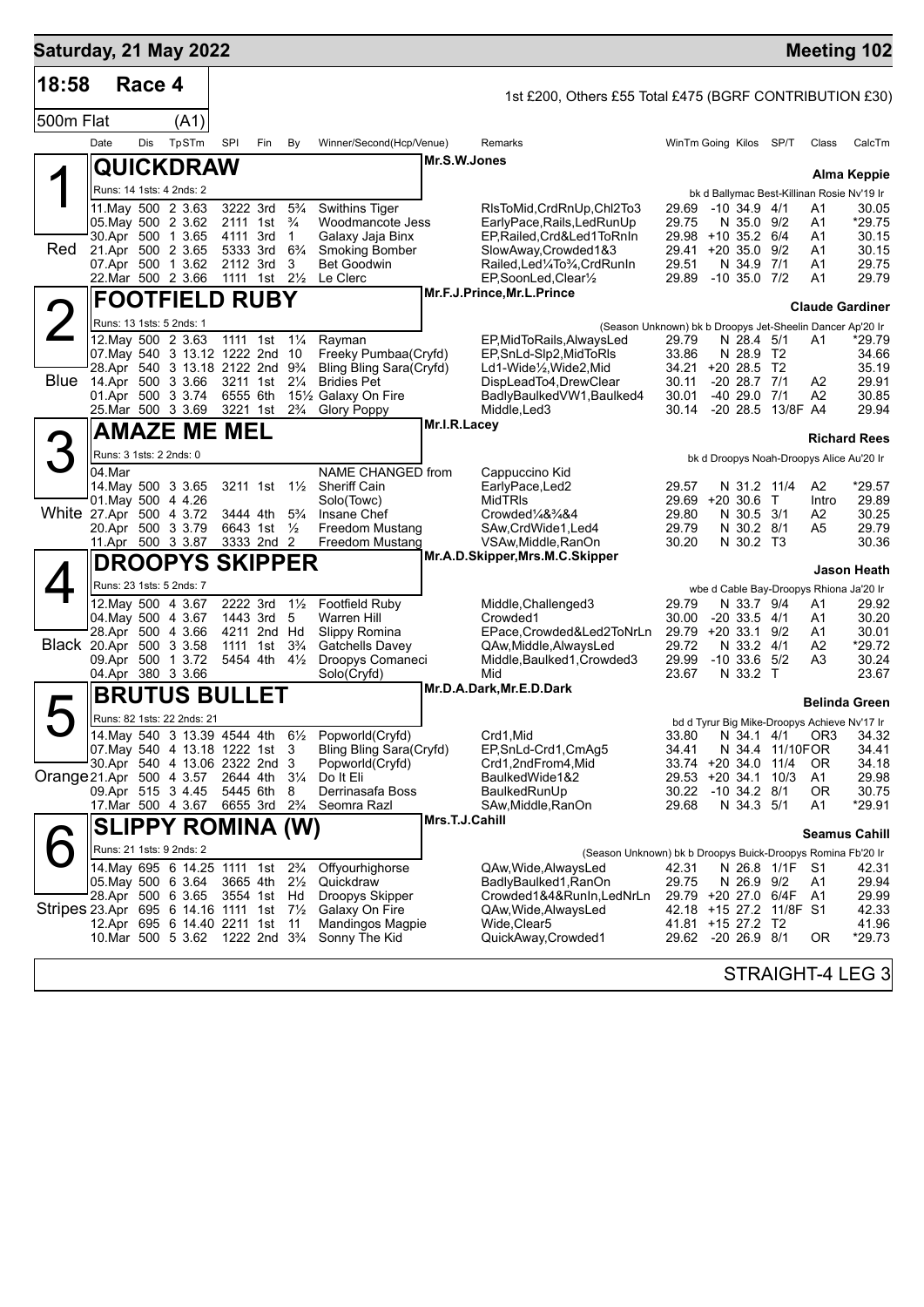# Saturday, 21 May 2022 — Meeting 102

**18:58 Race 4** — 1st £200, Others £55 Total £475 (BGRF CONTRIBUTION £30)

**500m Flat (A1)**

| Date | Dis | TpSTm | SPI | Fin | By | Winner/Second(Hcp/Venue) | Remarks | WinTm | Going | Kilos | SP/T | Class | CalcTm |
|---|---|---|---|---|---|---|---|---|---|---|---|---|---|

## 1 Red — QUICKDRAW
Mr.S.W.Jones — Alma Keppie
Runs: 14 1sts: 4 2nds: 2 — bk d Ballymac Best-Killinan Rosie Nv'19 Ir

| Date | Dis | TpSTm | SPI | Fin | By | Winner/Second(Hcp/Venue) | Remarks | WinTm | Going | Kilos | SP/T | Class | CalcTm |
|---|---|---|---|---|---|---|---|---|---|---|---|---|---|
| 11.May | 500 | 2 3.63 | 3222 | 3rd | 5¾ | Swithins Tiger | RlsToMid,CrdRnUp,Chl2To3 | 29.69 | -10 | 34.9 | 4/1 | A1 | 30.05 |
| 05.May | 500 | 2 3.62 | 2111 | 1st | ¾ | Woodmancote Jess | EarlyPace,Rails,LedRunUp | 29.75 | N | 35.0 | 9/2 | A1 | *29.75 |
| 30.Apr | 500 | 1 3.65 | 4111 | 3rd | 1 | Galaxy Jaja Binx | EP,Railed,Crd&Led1ToRnIn | 29.98 | +10 | 35.2 | 6/4 | A1 | 30.15 |
| 21.Apr | 500 | 2 3.65 | 5333 | 3rd | 6¾ | Smoking Bomber | SlowAway,Crowded1&3 | 29.41 | +20 | 35.0 | 9/2 | A1 | 30.15 |
| 07.Apr | 500 | 1 3.62 | 2112 | 3rd | 3 | Bet Goodwin | Railed,Led¼To¾,CrdRunIn | 29.51 | N | 34.9 | 7/1 | A1 | 29.75 |
| 22.Mar | 500 | 2 3.66 | 1111 | 1st | 2½ | Le Clerc | EP,SoonLed,Clear½ | 29.89 | -10 | 35.0 | 7/2 | A1 | 29.79 |

## 2 Blue — FOOTFIELD RUBY
Mr.F.J.Prince,Mr.L.Prince — Claude Gardiner
Runs: 13 1sts: 5 2nds: 1 — (Season Unknown) bk b Droopys Jet-Sheelin Dancer Ap'20 Ir

| Date | Dis | TpSTm | SPI | Fin | By | Winner/Second(Hcp/Venue) | Remarks | WinTm | Going | Kilos | SP/T | Class | CalcTm |
|---|---|---|---|---|---|---|---|---|---|---|---|---|---|
| 12.May | 500 | 2 3.63 | 1111 | 1st | 1¼ | Rayman | EP,MidToRails,AlwaysLed | 29.79 | N | 28.4 | 5/1 | A1 | *29.79 |
| 07.May | 540 | 3 13.12 | 1222 | 2nd | 10 | Freeky Pumbaa(Cryfd) | EP,SnLd-Slp2,MidToRls | 33.86 | N | 28.9 | T2 | | 34.66 |
| 28.Apr | 540 | 3 13.18 | 2122 | 2nd | 9¾ | Bling Bling Sara(Cryfd) | Ld1-Wide½,Wide2,Mid | 34.21 | +20 | 28.5 | T2 | | 35.19 |
| 14.Apr | 500 | 3 3.66 | 3211 | 1st | 2¼ | Bridies Pet | DispLeadTo4,DrewClear | 30.11 | -20 | 28.7 | 7/1 | A2 | 29.91 |
| 01.Apr | 500 | 3 3.74 | 6555 | 6th | 15½ | Galaxy On Fire | BadlyBaulkedVW1,Baulked4 | 30.01 | -40 | 29.0 | 7/1 | A2 | 30.85 |
| 25.Mar | 500 | 3 3.69 | 3221 | 1st | 2¾ | Glory Poppy | Middle,Led3 | 30.14 | -20 | 28.5 | 13/8F | A4 | 29.94 |

## 3 White — AMAZE ME MEL
Mr.I.R.Lacey — Richard Rees
Runs: 3 1sts: 2 2nds: 0 — bk d Droopys Noah-Droopys Alice Au'20 Ir

| Date | Dis | TpSTm | SPI | Fin | By | Winner/Second(Hcp/Venue) | Remarks | WinTm | Going | Kilos | SP/T | Class | CalcTm |
|---|---|---|---|---|---|---|---|---|---|---|---|---|---|
| 04.Mar | | | | | | NAME CHANGED from | Cappuccino Kid | | | | | | |
| 14.May | 500 | 3 3.65 | 3211 | 1st | 1½ | Sheriff Cain | EarlyPace,Led2 | 29.57 | N | 31.2 | 11/4 | A2 | *29.57 |
| 01.May | 500 | 4 4.26 | | | | Solo(Towc) | MidTRls | 29.69 | +20 | 30.6 | T | Intro | 29.89 |
| 27.Apr | 500 | 4 3.72 | 3444 | 4th | 5¾ | Insane Chef | Crowded¼&¾&4 | 29.80 | N | 30.5 | 3/1 | A2 | 30.25 |
| 20.Apr | 500 | 3 3.79 | 6643 | 1st | ½ | Freedom Mustang | SAw,CrdWide1,Led4 | 29.79 | N | 30.2 | 8/1 | A5 | 29.79 |
| 11.Apr | 500 | 3 3.87 | 3333 | 2nd | 2 | Freedom Mustang | VSAw,Middle,RanOn | 30.20 | N | 30.2 | T3 | | 30.36 |

## 4 Black — DROOPYS SKIPPER
Mr.A.D.Skipper,Mrs.M.C.Skipper — Jason Heath
Runs: 23 1sts: 5 2nds: 7 — wbe d Cable Bay-Droopys Rhiona Ja'20 Ir

| Date | Dis | TpSTm | SPI | Fin | By | Winner/Second(Hcp/Venue) | Remarks | WinTm | Going | Kilos | SP/T | Class | CalcTm |
|---|---|---|---|---|---|---|---|---|---|---|---|---|---|
| 12.May | 500 | 4 3.67 | 2222 | 3rd | 1½ | Footfield Ruby | Middle,Challenged3 | 29.79 | N | 33.7 | 9/4 | A1 | 29.92 |
| 04.May | 500 | 4 3.67 | 1443 | 3rd | 5 | Warren Hill | Crowded1 | 30.00 | -20 | 33.5 | 4/1 | A1 | 30.20 |
| 28.Apr | 500 | 4 3.66 | 4211 | 2nd | Hd | Slippy Romina | EPace,Crowded&Led2ToNrLn | 29.79 | +20 | 33.1 | 9/2 | A1 | 30.01 |
| 20.Apr | 500 | 3 3.58 | 1111 | 1st | 3¾ | Gatchells Davey | QAw,Middle,AlwaysLed | 29.72 | N | 33.2 | 4/1 | A2 | *29.72 |
| 09.Apr | 500 | 1 3.72 | 5454 | 4th | 4½ | Droopys Comaneci | Middle,Baulked1,Crowded3 | 29.99 | -10 | 33.6 | 5/2 | A3 | 30.24 |
| 04.Apr | 380 | 3 3.66 | | | | Solo(Cryfd) | Mid | 23.67 | N | 33.2 | T | | 23.67 |

## 5 Orange — BRUTUS BULLET
Mr.D.A.Dark,Mr.E.D.Dark — Belinda Green
Runs: 82 1sts: 22 2nds: 21 — bd d Tyrur Big Mike-Droopys Achieve Nv'17 Ir

| Date | Dis | TpSTm | SPI | Fin | By | Winner/Second(Hcp/Venue) | Remarks | WinTm | Going | Kilos | SP/T | Class | CalcTm |
|---|---|---|---|---|---|---|---|---|---|---|---|---|---|
| 14.May | 540 | 3 13.39 | 4544 | 4th | 6½ | Popworld(Cryfd) | Crd1,Mid | 33.80 | N | 34.1 | 4/1 | OR3 | 34.32 |
| 07.May | 540 | 4 13.18 | 1222 | 1st | 3 | Bling Bling Sara(Cryfd) | EP,SnLd-Crd1,CmAg5 | 34.41 | N | 34.4 | 11/10FOR | | 34.41 |
| 30.Apr | 540 | 4 13.06 | 2322 | 2nd | 3 | Popworld(Cryfd) | Crd1,2ndFrom4,Mid | 33.74 | +20 | 34.0 | 11/4 | OR | 34.18 |
| 21.Apr | 500 | 4 3.57 | 2644 | 4th | 3¼ | Do It Eli | BaulkedWide1&2 | 29.53 | +20 | 34.1 | 10/3 | A1 | 29.98 |
| 09.Apr | 515 | 3 4.45 | 5445 | 6th | 8 | Derrinasafa Boss | BaulkedRunUp | 30.22 | -10 | 34.2 | 8/1 | OR | 30.75 |
| 17.Mar | 500 | 4 3.67 | 6655 | 3rd | 2¾ | Seomra Razl | SAw,Middle,RanOn | 29.68 | N | 34.3 | 5/1 | A1 | *29.91 |

## 6 Stripes — SLIPPY ROMINA (W)
Mrs.T.J.Cahill — Seamus Cahill
Runs: 21 1sts: 9 2nds: 2 — (Season Unknown) bk b Droopys Buick-Droopys Romina Fb'20 Ir

| Date | Dis | TpSTm | SPI | Fin | By | Winner/Second(Hcp/Venue) | Remarks | WinTm | Going | Kilos | SP/T | Class | CalcTm |
|---|---|---|---|---|---|---|---|---|---|---|---|---|---|
| 14.May | 695 | 6 14.25 | 1111 | 1st | 2¾ | Offyourhighorse | QAw,Wide,AlwaysLed | 42.31 | N | 26.8 | 1/1F | S1 | 42.31 |
| 05.May | 500 | 6 3.64 | 3665 | 4th | 2½ | Quickdraw | BadlyBaulked1,RanOn | 29.75 | N | 26.9 | 9/2 | A1 | 29.94 |
| 28.Apr | 500 | 6 3.65 | 3554 | 1st | Hd | Droopys Skipper | Crowded1&4&RunIn,LedNrLn | 29.79 | +20 | 27.0 | 6/4F | A1 | 29.99 |
| 23.Apr | 695 | 6 14.16 | 1111 | 1st | 7½ | Galaxy On Fire | QAw,Wide,AlwaysLed | 42.18 | +15 | 27.2 | 11/8F | S1 | 42.33 |
| 12.Apr | 695 | 6 14.40 | 2211 | 1st | 11 | Mandingos Magpie | Wide,Clear5 | 41.81 | +15 | 27.2 | T2 | | 41.96 |
| 10.Mar | 500 | 5 3.62 | 1222 | 2nd | 3¾ | Sonny The Kid | QuickAway,Crowded1 | 29.62 | -20 | 26.9 | 8/1 | OR | *29.73 |

STRAIGHT-4 LEG 3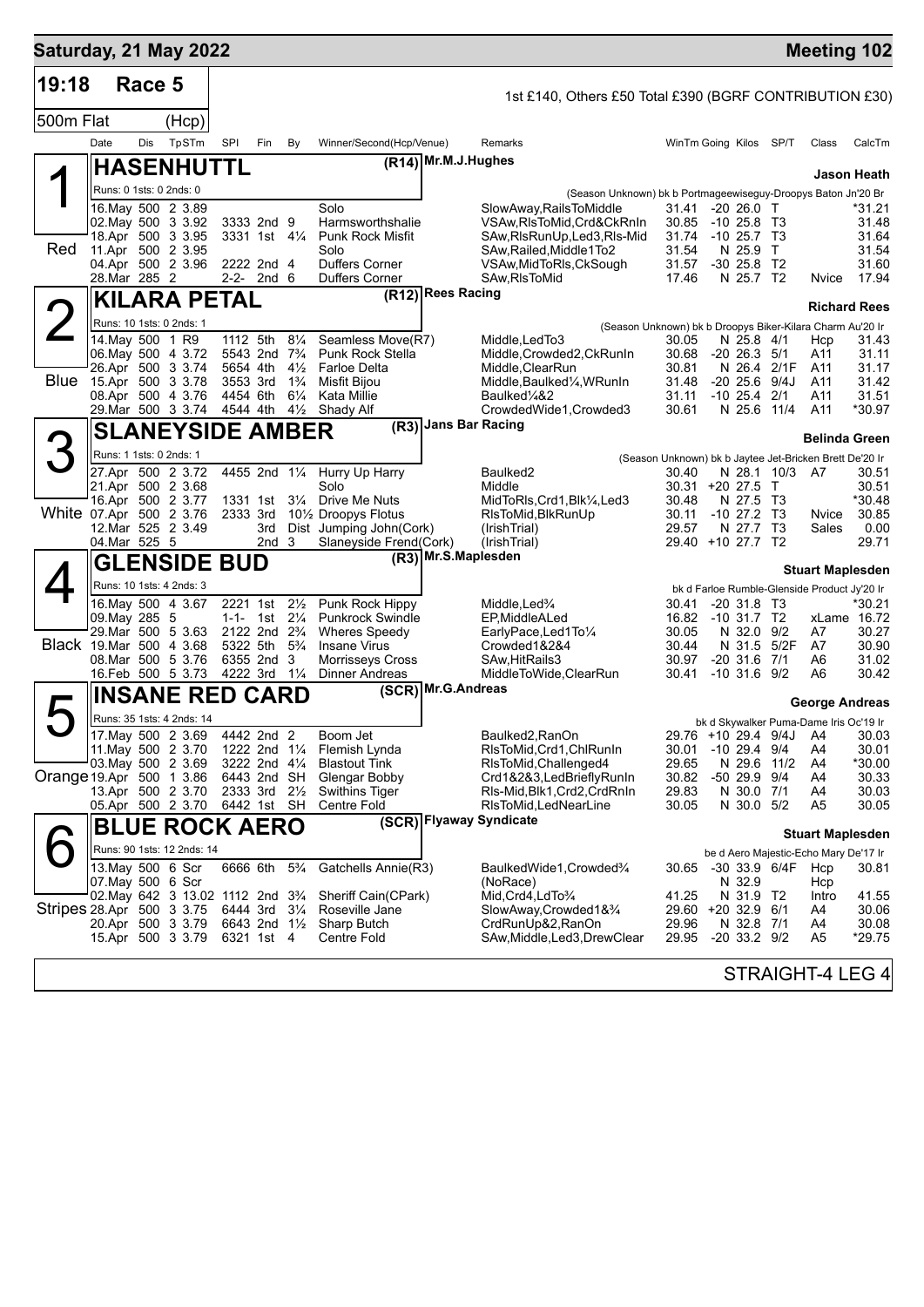## Saturday, 21 May 2022 — Meeting 102

**19:18 Race 5** — 1st £140, Others £50 Total £390 (BGRF CONTRIBUTION £30)

500m Flat (Hcp)

| Date | Dis | TpSTm | SPI | Fin | By | Winner/Second(Hcp/Venue) | Remarks | WinTm | Going | Kilos | SP/T | Class | CalcTm |
|---|---|---|---|---|---|---|---|---|---|---|---|---|---|

### 1 (Red) HASENHUTTL (R14) Mr.M.J.Hughes — Jason Heath
Runs: 0 1sts: 0 2nds: 0 — (Season Unknown) bk b Portmageewiseguy-Droopys Baton Jn'20 Br

| Date | Dis | TpSTm | SPI | Fin | By | Winner/Second(Hcp/Venue) | Remarks | WinTm | Going | Kilos | SP/T | Class | CalcTm |
|---|---|---|---|---|---|---|---|---|---|---|---|---|---|
| 16.May | 500 | 2 3.89 | | | | Solo | SlowAway,RailsToMiddle | 31.41 | -20 | 26.0 | T | | *31.21 |
| 02.May | 500 | 3 3.92 | 3333 | 2nd | 9 | Harmsworthshalie | VSAw,RlsToMid,Crd&CkRnIn | 30.85 | -10 | 25.8 | T3 | | 31.48 |
| 18.Apr | 500 | 3 3.95 | 3331 | 1st | 4¼ | Punk Rock Misfit | SAw,RlsRunUp,Led3,Rls-Mid | 31.74 | -10 | 25.7 | T3 | | 31.64 |
| 11.Apr | 500 | 2 3.95 | | | | Solo | SAw,Railed,Middle1To2 | 31.54 | N | 25.9 | T | | 31.54 |
| 04.Apr | 500 | 2 3.96 | 2222 | 2nd | 4 | Duffers Corner | VSAw,MidToRls,CkSough | 31.57 | -30 | 25.8 | T2 | | 31.60 |
| 28.Mar | 285 | 2 | 2-2- | 2nd | 6 | Duffers Corner | SAw,RlsToMid | 17.46 | N | 25.7 | T2 | Nvice | 17.94 |

### 2 (Blue) KILARA PETAL (R12) Rees Racing — Richard Rees
Runs: 10 1sts: 0 2nds: 1 — (Season Unknown) bk b Droopys Biker-Kilara Charm Au'20 Ir

| Date | Dis | TpSTm | SPI | Fin | By | Winner/Second(Hcp/Venue) | Remarks | WinTm | Going | Kilos | SP/T | Class | CalcTm |
|---|---|---|---|---|---|---|---|---|---|---|---|---|---|
| 14.May | 500 | 1 R9 | 1112 | 5th | 8¼ | Seamless Move(R7) | Middle,LedTo3 | 30.05 | N | 25.8 | 4/1 | Hcp | 31.43 |
| 06.May | 500 | 4 3.72 | 5543 | 2nd | 7¾ | Punk Rock Stella | Middle,Crowded2,CkRunIn | 30.68 | -20 | 26.3 | 5/1 | A11 | 31.11 |
| 26.Apr | 500 | 3 3.74 | 5654 | 4th | 4½ | Farloe Delta | Middle,ClearRun | 30.81 | N | 26.4 | 2/1F | A11 | 31.17 |
| 15.Apr | 500 | 3 3.78 | 3553 | 3rd | 1¾ | Misfit Bijou | Middle,Baulked¼,WRunIn | 31.48 | -20 | 25.6 | 9/4J | A11 | 31.42 |
| 08.Apr | 500 | 4 3.76 | 4454 | 6th | 6¼ | Kata Millie | Baulked¼&2 | 31.11 | -10 | 25.4 | 2/1 | A11 | 31.51 |
| 29.Mar | 500 | 3 3.74 | 4544 | 4th | 4½ | Shady Alf | CrowdedWide1,Crowded3 | 30.61 | N | 25.6 | 11/4 | A11 | *30.97 |

### 3 (White) SLANEYSIDE AMBER (R3) Jans Bar Racing — Belinda Green
Runs: 1 1sts: 0 2nds: 1 — (Season Unknown) bk b Jaytee Jet-Bricken Brett De'20 Ir

| Date | Dis | TpSTm | SPI | Fin | By | Winner/Second(Hcp/Venue) | Remarks | WinTm | Going | Kilos | SP/T | Class | CalcTm |
|---|---|---|---|---|---|---|---|---|---|---|---|---|---|
| 27.Apr | 500 | 2 3.72 | 4455 | 2nd | 1¼ | Hurry Up Harry | Baulked2 | 30.40 | N | 28.1 | 10/3 | A7 | 30.51 |
| 21.Apr | 500 | 2 3.68 | | | | Solo | Middle | 30.31 | +20 | 27.5 | T | | 30.51 |
| 16.Apr | 500 | 2 3.77 | 1331 | 1st | 3¼ | Drive Me Nuts | MidToRls,Crd1,Blk¼,Led3 | 30.48 | N | 27.5 | T3 | | *30.48 |
| 07.Apr | 500 | 2 3.76 | 2333 | 3rd | 10½ | Droopys Flotus | RlsToMid,BlkRunUp | 30.11 | -10 | 27.2 | T3 | Nvice | 30.85 |
| 12.Mar | 525 | 2 3.49 | | 3rd | Dist | Jumping John(Cork) | (IrishTrial) | 29.57 | N | 27.7 | T3 | Sales | 0.00 |
| 04.Mar | 525 | 5 | | 2nd | 3 | Slaneyside Frend(Cork) | (IrishTrial) | 29.40 | +10 | 27.7 | T2 | | 29.71 |

### 4 (Black) GLENSIDE BUD (R3) Mr.S.Maplesden — Stuart Maplesden
Runs: 10 1sts: 4 2nds: 3 — bk d Farloe Rumble-Glenside Product Jy'20 Ir

| Date | Dis | TpSTm | SPI | Fin | By | Winner/Second(Hcp/Venue) | Remarks | WinTm | Going | Kilos | SP/T | Class | CalcTm |
|---|---|---|---|---|---|---|---|---|---|---|---|---|---|
| 16.May | 500 | 4 3.67 | 2221 | 1st | 2½ | Punk Rock Hippy | Middle,Led¾ | 30.41 | -20 | 31.8 | T3 | | *30.21 |
| 09.May | 285 | 5 | 1-1- | 1st | 2¼ | Punkrock Swindle | EP,MiddleALed | 16.82 | -10 | 31.7 | T2 | xLame | 16.72 |
| 29.Mar | 500 | 5 3.63 | 2122 | 2nd | 2¾ | Wheres Speedy | EarlyPace,Led1To¼ | 30.05 | N | 32.0 | 9/2 | A7 | 30.27 |
| 19.Mar | 500 | 4 3.68 | 5322 | 5th | 5¾ | Insane Virus | Crowded1&2&4 | 30.44 | N | 31.5 | 5/2F | A7 | 30.90 |
| 08.Mar | 500 | 5 3.76 | 6355 | 2nd | 3 | Morrisseys Cross | SAw,HitRails3 | 30.97 | -20 | 31.6 | 7/1 | A6 | 31.02 |
| 16.Feb | 500 | 5 3.73 | 4222 | 3rd | 1¼ | Dinner Andreas | MiddleToWide,ClearRun | 30.41 | -10 | 31.6 | 9/2 | A6 | 30.42 |

### 5 (Orange) INSANE RED CARD (SCR) Mr.G.Andreas — George Andreas
Runs: 35 1sts: 4 2nds: 14 — bk d Skywalker Puma-Dame Iris Oc'19 Ir

| Date | Dis | TpSTm | SPI | Fin | By | Winner/Second(Hcp/Venue) | Remarks | WinTm | Going | Kilos | SP/T | Class | CalcTm |
|---|---|---|---|---|---|---|---|---|---|---|---|---|---|
| 17.May | 500 | 2 3.69 | 4442 | 2nd | 2 | Boom Jet | Baulked2,RanOn | 29.76 | +10 | 29.4 | 9/4J | A4 | 30.03 |
| 11.May | 500 | 2 3.70 | 1222 | 2nd | 1¼ | Flemish Lynda | RlsToMid,Crd1,ChlRunIn | 30.01 | -10 | 29.4 | 9/4 | A4 | 30.01 |
| 03.May | 500 | 2 3.69 | 3222 | 2nd | 4¼ | Blastout Tink | RlsToMid,Challenged4 | 29.65 | N | 29.6 | 11/2 | A4 | *30.00 |
| 19.Apr | 500 | 1 3.86 | 6443 | 2nd | SH | Glengar Bobby | Crd1&2&3,LedBrieflyRunIn | 30.82 | -50 | 29.9 | 9/4 | A4 | 30.33 |
| 13.Apr | 500 | 2 3.70 | 2333 | 3rd | 2½ | Swithins Tiger | Rls-Mid,Blk1,Crd2,CrdRnIn | 29.83 | N | 30.0 | 7/1 | A4 | 30.03 |
| 05.Apr | 500 | 2 3.70 | 6442 | 1st | SH | Centre Fold | RlsToMid,LedNearLine | 30.05 | N | 30.0 | 5/2 | A5 | 30.05 |

### 6 (Stripes) BLUE ROCK AERO (SCR) Flyaway Syndicate — Stuart Maplesden
Runs: 90 1sts: 12 2nds: 14 — be d Aero Majestic-Echo Mary De'17 Ir

| Date | Dis | TpSTm | SPI | Fin | By | Winner/Second(Hcp/Venue) | Remarks | WinTm | Going | Kilos | SP/T | Class | CalcTm |
|---|---|---|---|---|---|---|---|---|---|---|---|---|---|
| 13.May | 500 | 6 Scr | 6666 | 6th | 5¾ | Gatchells Annie(R3) | BaulkedWide1,Crowded¾ | 30.65 | -30 | 33.9 | 6/4F | Hcp | 30.81 |
| 07.May | 500 | 6 Scr | | | | | (NoRace) | | N | 32.9 | | Hcp | |
| 02.May | 642 | 3 13.02 | 1112 | 2nd | 3¾ | Sheriff Cain(CPark) | Mid,Crd4,LdTo¾ | 41.25 | N | 31.9 | T2 | Intro | 41.55 |
| 28.Apr | 500 | 3 3.75 | 6444 | 3rd | 3¼ | Roseville Jane | SlowAway,Crowded1&¾ | 29.60 | +20 | 32.9 | 6/1 | A4 | 30.06 |
| 20.Apr | 500 | 3 3.79 | 6643 | 2nd | 1½ | Sharp Butch | CrdRunUp&2,RanOn | 29.96 | N | 32.8 | 7/1 | A4 | 30.08 |
| 15.Apr | 500 | 3 3.79 | 6321 | 1st | 4 | Centre Fold | SAw,Middle,Led3,DrewClear | 29.95 | -20 | 33.2 | 9/2 | A5 | *29.75 |

STRAIGHT-4 LEG 4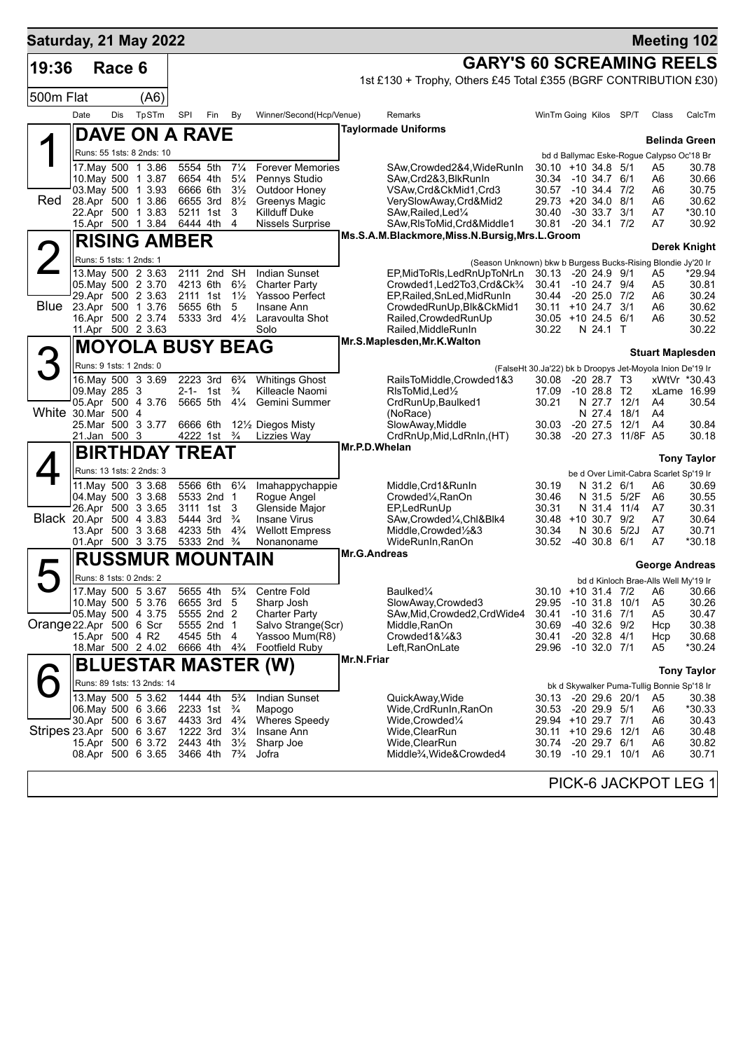**Saturday, 21 May 2022** — **Meeting 102**

# 19:36 Race 6 — GARY'S 60 SCREAMING REELS

1st £130 + Trophy, Others £45 Total £355 (BGRF CONTRIBUTION £30)

500m Flat (A6)

| Date | Dis | TpSTm | SPI | Fin | By | Winner/Second(Hcp/Venue) | Remarks | WinTm | Going | Kilos | SP/T | Class | CalcTm |
|---|---|---|---|---|---|---|---|---|---|---|---|---|---|

## 1 (Red) DAVE ON A RAVE
Taylormade Uniforms — Trainer: **Belinda Green**
Runs: 55 1sts: 8 2nds: 10 — bd d Ballymac Eske-Rogue Calypso Oc'18 Br

| Date | Dis | TpSTm | SPI | Fin | By | Winner/Second(Hcp/Venue) | Remarks | WinTm | Going | Kilos | SP/T | Class | CalcTm |
|---|---|---|---|---|---|---|---|---|---|---|---|---|---|
| 17.May | 500 | 1 3.86 | 5554 | 5th | 7¼ | Forever Memories | SAw,Crowded2&4,WideRunIn | 30.10 | +10 | 34.8 | 5/1 | A5 | 30.78 |
| 10.May | 500 | 1 3.87 | 6654 | 4th | 5¼ | Pennys Studio | SAw,Crd2&3,BlkRunIn | 30.34 | -10 | 34.7 | 6/1 | A6 | 30.66 |
| 03.May | 500 | 1 3.93 | 6666 | 6th | 3½ | Outdoor Honey | VSAw,Crd&CkMid1,Crd3 | 30.57 | -10 | 34.4 | 7/2 | A6 | 30.75 |
| 28.Apr | 500 | 1 3.86 | 6655 | 3rd | 8½ | Greenys Magic | VerySlowAway,Crd&Mid2 | 29.73 | +20 | 34.0 | 8/1 | A6 | 30.62 |
| 22.Apr | 500 | 1 3.83 | 5211 | 1st | 3 | Killduff Duke | SAw,Railed,Led¼ | 30.40 | -30 | 33.7 | 3/1 | A7 | *30.10 |
| 15.Apr | 500 | 1 3.84 | 6444 | 4th | 4 | Nissels Surprise | SAw,RlsToMid,Crd&Middle1 | 30.81 | -20 | 34.1 | 7/2 | A7 | 30.92 |

## 2 (Blue) RISING AMBER
Ms.S.A.M.Blackmore,Miss.N.Bursig,Mrs.L.Groom — Trainer: **Derek Knight**
Runs: 5 1sts: 1 2nds: 1 — (Season Unknown) bkw b Burgess Bucks-Rising Blondie Jy'20 Ir

| Date | Dis | TpSTm | SPI | Fin | By | Winner/Second(Hcp/Venue) | Remarks | WinTm | Going | Kilos | SP/T | Class | CalcTm |
|---|---|---|---|---|---|---|---|---|---|---|---|---|---|
| 13.May | 500 | 2 3.63 | 2111 | 2nd | SH | Indian Sunset | EP,MidToRls,LedRnUpToNrLn | 30.13 | -20 | 24.9 | 9/1 | A5 | *29.94 |
| 05.May | 500 | 2 3.70 | 4213 | 6th | 6½ | Charter Party | Crowded1,Led2To3,Crd&Ck¾ | 30.41 | -10 | 24.7 | 9/4 | A5 | 30.81 |
| 29.Apr | 500 | 2 3.63 | 2111 | 1st | 1½ | Yassoo Perfect | EP,Railed,SnLed,MidRunIn | 30.44 | -20 | 25.0 | 7/2 | A6 | 30.24 |
| 23.Apr | 500 | 1 3.76 | 5655 | 6th | 5 | Insane Ann | CrowdedRunUp,Blk&CkMid1 | 30.11 | +10 | 24.7 | 3/1 | A6 | 30.62 |
| 16.Apr | 500 | 2 3.74 | 5333 | 3rd | 4½ | Laravoulta Shot | Railed,CrowdedRunUp | 30.05 | +10 | 24.5 | 6/1 | A6 | 30.52 |
| 11.Apr | 500 | 2 3.63 | | | | Solo | Railed,MiddleRunIn | 30.22 | N | 24.1 | T | | 30.22 |

## 3 (White) MOYOLA BUSY BEAG
Mr.S.Maplesden,Mr.K.Walton — Trainer: **Stuart Maplesden**
Runs: 9 1sts: 1 2nds: 0 — (FalseHt 30.Ja'22) bk b Droopys Jet-Moyola Inion De'19 Ir

| Date | Dis | TpSTm | SPI | Fin | By | Winner/Second(Hcp/Venue) | Remarks | WinTm | Going | Kilos | SP/T | Class | CalcTm |
|---|---|---|---|---|---|---|---|---|---|---|---|---|---|
| 16.May | 500 | 3 3.69 | 2223 | 3rd | 6¾ | Whitings Ghost | RailsToMiddle,Crowded1&3 | 30.08 | -20 | 28.7 | T3 | xWtVr | *30.43 |
| 09.May | 285 | 3 | 2-1- | 1st | ¾ | Killeacle Naomi | RlsToMid,Led½ | 17.09 | -10 | 28.8 | T2 | xLame | 16.99 |
| 05.Apr | 500 | 4 3.76 | 5665 | 5th | 4¼ | Gemini Summer | CrdRunUp,Baulked1 | 30.21 | N | 27.7 | 12/1 | A4 | 30.54 |
| 30.Mar | 500 | 4 | | | | | (NoRace) | | N | 27.4 | 18/1 | A4 | |
| 25.Mar | 500 | 3 3.77 | 6666 | 6th | 12½ | Diegos Misty | SlowAway,Middle | 30.03 | -20 | 27.5 | 12/1 | A4 | 30.84 |
| 21.Jan | 500 | 3 | 4222 | 1st | ¾ | Lizzies Way | CrdRnUp,Mid,LdRnIn,(HT) | 30.38 | -20 | 27.3 | 11/8F | A5 | 30.18 |

## 4 (Black) BIRTHDAY TREAT
Mr.P.D.Whelan — Trainer: **Tony Taylor**
Runs: 13 1sts: 2 2nds: 3 — be d Over Limit-Cabra Scarlet Sp'19 Ir

| Date | Dis | TpSTm | SPI | Fin | By | Winner/Second(Hcp/Venue) | Remarks | WinTm | Going | Kilos | SP/T | Class | CalcTm |
|---|---|---|---|---|---|---|---|---|---|---|---|---|---|
| 11.May | 500 | 3 3.68 | 5566 | 6th | 6¼ | Imahappychappie | Middle,Crd1&RunIn | 30.19 | N | 31.2 | 6/1 | A6 | 30.69 |
| 04.May | 500 | 3 3.68 | 5533 | 2nd | 1 | Rogue Angel | Crowded¼,RanOn | 30.46 | N | 31.5 | 5/2F | A6 | 30.55 |
| 26.Apr | 500 | 3 3.65 | 3111 | 1st | 3 | Glenside Major | EP,LedRunUp | 30.31 | N | 31.4 | 11/4 | A7 | 30.31 |
| 20.Apr | 500 | 4 3.83 | 5444 | 3rd | ¾ | Insane Virus | SAw,Crowded¼,Chl&Blk4 | 30.48 | +10 | 30.7 | 9/2 | A7 | 30.64 |
| 13.Apr | 500 | 3 3.68 | 4233 | 5th | 4¾ | Wellott Empress | Middle,Crowded½&3 | 30.34 | N | 30.6 | 5/2J | A7 | 30.71 |
| 01.Apr | 500 | 3 3.75 | 5333 | 2nd | ¾ | Nonanoname | WideRunIn,RanOn | 30.52 | -40 | 30.8 | 6/1 | A7 | *30.18 |

## 5 (Orange) RUSSMUR MOUNTAIN
Mr.G.Andreas — Trainer: **George Andreas**
Runs: 8 1sts: 0 2nds: 2 — bd d Kinloch Brae-Alls Well My'19 Ir

| Date | Dis | TpSTm | SPI | Fin | By | Winner/Second(Hcp/Venue) | Remarks | WinTm | Going | Kilos | SP/T | Class | CalcTm |
|---|---|---|---|---|---|---|---|---|---|---|---|---|---|
| 17.May | 500 | 5 3.67 | 5655 | 4th | 5¾ | Centre Fold | Baulked¼ | 30.10 | +10 | 31.4 | 7/2 | A6 | 30.66 |
| 10.May | 500 | 5 3.76 | 6655 | 3rd | 5 | Sharp Josh | SlowAway,Crowded3 | 29.95 | -10 | 31.8 | 10/1 | A5 | 30.26 |
| 05.May | 500 | 4 3.75 | 5555 | 2nd | 2 | Charter Party | SAw,Mid,Crowded2,CrdWide4 | 30.41 | -10 | 31.6 | 7/1 | A5 | 30.47 |
| 22.Apr | 500 | 6 Scr | 5555 | 2nd | 1 | Salvo Strange(Scr) | Middle,RanOn | 30.69 | -40 | 32.6 | 9/2 | Hcp | 30.38 |
| 15.Apr | 500 | 4 R2 | 4545 | 5th | 4 | Yassoo Mum(R8) | Crowded1&¼&3 | 30.41 | -20 | 32.8 | 4/1 | Hcp | 30.68 |
| 18.Mar | 500 | 2 4.02 | 6666 | 4th | 4¾ | Footfield Ruby | Left,RanOnLate | 29.96 | -10 | 32.0 | 7/1 | A5 | *30.24 |

## 6 (Stripes) BLUESTAR MASTER (W)
Mr.N.Friar — Trainer: **Tony Taylor**
Runs: 89 1sts: 13 2nds: 14 — bk d Skywalker Puma-Tullig Bonnie Sp'18 Ir

| Date | Dis | TpSTm | SPI | Fin | By | Winner/Second(Hcp/Venue) | Remarks | WinTm | Going | Kilos | SP/T | Class | CalcTm |
|---|---|---|---|---|---|---|---|---|---|---|---|---|---|
| 13.May | 500 | 5 3.62 | 1444 | 4th | 5¾ | Indian Sunset | QuickAway,Wide | 30.13 | -20 | 29.6 | 20/1 | A5 | 30.38 |
| 06.May | 500 | 6 3.66 | 2233 | 1st | ¾ | Mapogo | Wide,CrdRunIn,RanOn | 30.53 | -20 | 29.9 | 5/1 | A6 | *30.33 |
| 30.Apr | 500 | 6 3.67 | 4433 | 3rd | 4¾ | Wheres Speedy | Wide,Crowded¼ | 29.94 | +10 | 29.7 | 7/1 | A6 | 30.43 |
| 23.Apr | 500 | 6 3.67 | 1222 | 3rd | 3¼ | Insane Ann | Wide,ClearRun | 30.11 | +10 | 29.6 | 12/1 | A6 | 30.48 |
| 15.Apr | 500 | 6 3.72 | 2443 | 4th | 3½ | Sharp Joe | Wide,ClearRun | 30.74 | -20 | 29.7 | 6/1 | A6 | 30.82 |
| 08.Apr | 500 | 6 3.65 | 3466 | 4th | 7¾ | Jofra | Middle¾,Wide&Crowded4 | 30.19 | -10 | 29.1 | 10/1 | A6 | 30.71 |

PICK-6 JACKPOT LEG 1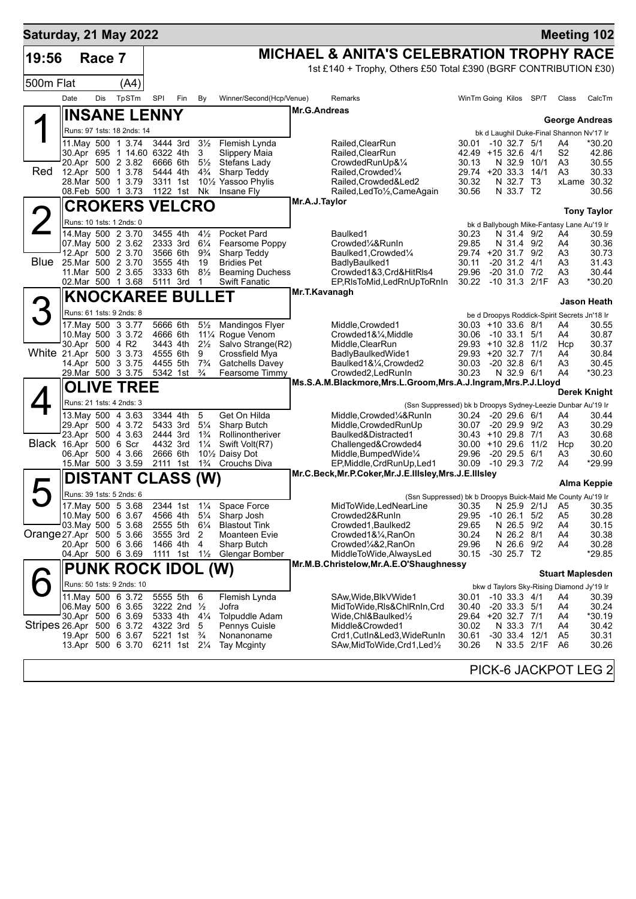**Saturday, 21 May 2022** — **Meeting 102**

# 19:56 Race 7 — MICHAEL & ANITA'S CELEBRATION TROPHY RACE

1st £140 + Trophy, Others £50 Total £390 (BGRF CONTRIBUTION £30)

500m Flat (A4)

| Date | Dis | TpSTm | SPl | Fin | By | Winner/Second(Hcp/Venue) | Remarks | WinTm | Going | Kilos | SP/T | Class | CalcTm |
|---|---|---|---|---|---|---|---|---|---|---|---|---|---|

## 1 Red — INSANE LENNY
Mr.G.Andreas — **George Andreas**
Runs: 97 1sts: 18 2nds: 14 — bk d Laughil Duke-Final Shannon Nv'17 Ir

| Date | Dis | TpSTm | SPl | Fin | By | Winner/Second(Hcp/Venue) | Remarks | WinTm | Going | Kilos | SP/T | Class | CalcTm |
|---|---|---|---|---|---|---|---|---|---|---|---|---|---|
| 11.May | 500 | 1 3.74 | 3444 | 3rd | 3½ | Flemish Lynda | Railed,ClearRun | 30.01 | -10 | 32.7 | 5/1 | A4 | *30.20 |
| 30.Apr | 695 | 1 14.60 | 6322 | 4th | 3 | Slippery Maia | Railed,ClearRun | 42.49 | +15 | 32.6 | 4/1 | S2 | 42.86 |
| 20.Apr | 500 | 2 3.82 | 6666 | 6th | 5½ | Stefans Lady | CrowdedRunUp&¼ | 30.13 | N | 32.9 | 10/1 | A3 | 30.55 |
| 12.Apr | 500 | 1 3.78 | 5444 | 4th | 4¾ | Sharp Teddy | Railed,Crowded¼ | 29.74 | +20 | 33.3 | 14/1 | A3 | 30.33 |
| 28.Mar | 500 | 1 3.79 | 3311 | 1st | 10½ | Yassoo Phylis | Railed,Crowded&Led2 | 30.32 | N | 32.7 | T3 | xLame | 30.32 |
| 08.Feb | 500 | 1 3.73 | 1122 | 1st | Nk | Insane Fly | Railed,LedTo½,CameAgain | 30.56 | N | 33.7 | T2 | | 30.56 |

## 2 Blue — CROKERS VELCRO
Mr.A.J.Taylor — **Tony Taylor**
Runs: 10 1sts: 1 2nds: 0 — bk d Ballybough Mike-Fantasy Lane Au'19 Ir

| Date | Dis | TpSTm | SPl | Fin | By | Winner/Second(Hcp/Venue) | Remarks | WinTm | Going | Kilos | SP/T | Class | CalcTm |
|---|---|---|---|---|---|---|---|---|---|---|---|---|---|
| 14.May | 500 | 2 3.70 | 3455 | 4th | 4½ | Pocket Pard | Baulked1 | 30.23 | N | 31.4 | 9/2 | A4 | 30.59 |
| 07.May | 500 | 2 3.62 | 2333 | 3rd | 6¼ | Fearsome Poppy | Crowded¼&RunIn | 29.85 | N | 31.4 | 9/2 | A4 | 30.36 |
| 12.Apr | 500 | 2 3.70 | 3566 | 6th | 9¾ | Sharp Teddy | Baulked1,Crowded¼ | 29.74 | +20 | 31.7 | 9/2 | A3 | 30.73 |
| 25.Mar | 500 | 2 3.70 | 3555 | 4th | 19 | Bridies Pet | BadlyBaulked1 | 30.11 | -20 | 31.2 | 4/1 | A3 | 31.43 |
| 11.Mar | 500 | 2 3.65 | 3333 | 6th | 8½ | Beaming Duchess | Crowded1&3,Crd&HitRls4 | 29.96 | -20 | 31.0 | 7/2 | A3 | 30.44 |
| 02.Mar | 500 | 1 3.68 | 5111 | 3rd | 1 | Swift Fanatic | EP,RlsToMid,LedRnUpToRnIn | 30.22 | -10 | 31.3 | 2/1F | A3 | *30.20 |

## 3 White — KNOCKAREE BULLET
Mr.T.Kavanagh — **Jason Heath**
Runs: 61 1sts: 9 2nds: 8 — be d Droopys Roddick-Spirit Secrets Jn'18 Ir

| Date | Dis | TpSTm | SPl | Fin | By | Winner/Second(Hcp/Venue) | Remarks | WinTm | Going | Kilos | SP/T | Class | CalcTm |
|---|---|---|---|---|---|---|---|---|---|---|---|---|---|
| 17.May | 500 | 3 3.77 | 5666 | 6th | 5½ | Mandingos Flyer | Middle,Crowded1 | 30.03 | +10 | 33.6 | 8/1 | A4 | 30.55 |
| 10.May | 500 | 3 3.72 | 4666 | 6th | 11¼ | Rogue Venom | Crowded1&¼,Middle | 30.06 | -10 | 33.1 | 5/1 | A4 | 30.87 |
| 30.Apr | 500 | 4 R2 | 3443 | 4th | 2½ | Salvo Strange(R2) | Middle,ClearRun | 29.93 | +10 | 32.8 | 11/2 | Hcp | 30.37 |
| 21.Apr | 500 | 3 3.73 | 4555 | 6th | 9 | Crossfield Mya | BadlyBaulkedWide1 | 29.93 | +20 | 32.7 | 7/1 | A4 | 30.84 |
| 14.Apr | 500 | 3 3.75 | 4455 | 5th | 7¾ | Gatchells Davey | Baulked1&¼,Crowded2 | 30.03 | -20 | 32.8 | 6/1 | A3 | 30.45 |
| 29.Mar | 500 | 3 3.75 | 5342 | 1st | ¾ | Fearsome Timmy | Crowded2,LedRunIn | 30.23 | N | 32.9 | 6/1 | A4 | *30.23 |

## 4 Black — OLIVE TREE
Ms.S.A.M.Blackmore,Mrs.L.Groom,Mrs.A.J.Ingram,Mrs.P.J.Lloyd — **Derek Knight**
Runs: 21 1sts: 4 2nds: 3 — (Ssn Suppressed) bk b Droopys Sydney-Leezie Dunbar Au'19 Ir

| Date | Dis | TpSTm | SPl | Fin | By | Winner/Second(Hcp/Venue) | Remarks | WinTm | Going | Kilos | SP/T | Class | CalcTm |
|---|---|---|---|---|---|---|---|---|---|---|---|---|---|
| 13.May | 500 | 4 3.63 | 3344 | 4th | 5 | Get On Hilda | Middle,Crowded¼&RunIn | 30.24 | -20 | 29.6 | 6/1 | A4 | 30.44 |
| 29.Apr | 500 | 4 3.72 | 5433 | 3rd | 5¼ | Sharp Butch | Middle,CrowdedRunUp | 30.07 | -20 | 29.9 | 9/2 | A3 | 30.29 |
| 23.Apr | 500 | 4 3.63 | 2444 | 3rd | 1¾ | Rollinontheriver | Baulked&Distracted1 | 30.43 | +10 | 29.8 | 7/1 | A3 | 30.68 |
| 16.Apr | 500 | 6 Scr | 4432 | 3rd | 1¼ | Swift Volt(R7) | Challenged&Crowded4 | 30.00 | +10 | 29.6 | 11/2 | Hcp | 30.20 |
| 06.Apr | 500 | 4 3.66 | 2666 | 6th | 10½ | Daisy Dot | Middle,BumpedWide¼ | 29.96 | -20 | 29.5 | 6/1 | A3 | 30.60 |
| 15.Mar | 500 | 3 3.59 | 2111 | 1st | 1¾ | Crouchs Diva | EP,Middle,CrdRunUp,Led1 | 30.09 | -10 | 29.3 | 7/2 | A4 | *29.99 |

## 5 Orange — DISTANT CLASS (W)
Mr.C.Beck,Mr.P.Coker,Mr.J.E.Illsley,Mrs.J.E.Illsley — **Alma Keppie**
Runs: 39 1sts: 5 2nds: 6 — (Ssn Suppressed) bk b Droopys Buick-Maid Me County Au'19 Ir

| Date | Dis | TpSTm | SPl | Fin | By | Winner/Second(Hcp/Venue) | Remarks | WinTm | Going | Kilos | SP/T | Class | CalcTm |
|---|---|---|---|---|---|---|---|---|---|---|---|---|---|
| 17.May | 500 | 5 3.68 | 2344 | 1st | 1¼ | Space Force | MidToWide,LedNearLine | 30.35 | N | 25.9 | 2/1J | A5 | 30.35 |
| 10.May | 500 | 6 3.67 | 4566 | 4th | 5¼ | Sharp Josh | Crowded2&RunIn | 29.95 | -10 | 26.1 | 5/2 | A5 | 30.28 |
| 03.May | 500 | 5 3.68 | 2555 | 5th | 6¼ | Blastout Tink | Crowded1,Baulked2 | 29.65 | N | 26.5 | 9/2 | A4 | 30.15 |
| 27.Apr | 500 | 5 3.66 | 3555 | 3rd | 2 | Moanteen Evie | Crowded1&¼,RanOn | 30.24 | N | 26.2 | 8/1 | A4 | 30.38 |
| 20.Apr | 500 | 6 3.66 | 1466 | 4th | 4 | Sharp Butch | Crowded¼&2,RanOn | 29.96 | N | 26.6 | 9/2 | A4 | 30.28 |
| 04.Apr | 500 | 6 3.69 | 1111 | 1st | 1½ | Glengar Bomber | MiddleToWide,AlwaysLed | 30.15 | -30 | 25.7 | T2 | | *29.85 |

## 6 Stripes — PUNK ROCK IDOL (W)
Mr.M.B.Christelow,Mr.A.E.O'Shaughnessy — **Stuart Maplesden**
Runs: 50 1sts: 9 2nds: 10 — bkw d Taylors Sky-Rising Diamond Jy'19 Ir

| Date | Dis | TpSTm | SPl | Fin | By | Winner/Second(Hcp/Venue) | Remarks | WinTm | Going | Kilos | SP/T | Class | CalcTm |
|---|---|---|---|---|---|---|---|---|---|---|---|---|---|
| 11.May | 500 | 6 3.72 | 5555 | 5th | 6 | Flemish Lynda | SAw,Wide,BlkVWide1 | 30.01 | -10 | 33.3 | 4/1 | A4 | 30.39 |
| 06.May | 500 | 6 3.65 | 3222 | 2nd | ½ | Jofra | MidToWide,Rls&ChlRnIn,Crd | 30.40 | -20 | 33.3 | 5/1 | A4 | 30.24 |
| 30.Apr | 500 | 6 3.69 | 5333 | 4th | 4¼ | Tolpuddle Adam | Wide,Chl&Baulked½ | 29.64 | +20 | 32.7 | 7/1 | A4 | *30.19 |
| 26.Apr | 500 | 6 3.72 | 4322 | 3rd | 5 | Pennys Cuisle | Middle&Crowded1 | 30.02 | N | 33.3 | 7/1 | A4 | 30.42 |
| 19.Apr | 500 | 6 3.67 | 5221 | 1st | ¾ | Nonanoname | Crd1,CutIn&Led3,WideRunIn | 30.61 | -30 | 33.4 | 12/1 | A5 | 30.31 |
| 13.Apr | 500 | 6 3.70 | 6211 | 1st | 2¼ | Tay Mcginty | SAw,MidToWide,Crd1,Led½ | 30.26 | N | 33.5 | 2/1F | A6 | 30.26 |

PICK-6 JACKPOT LEG 2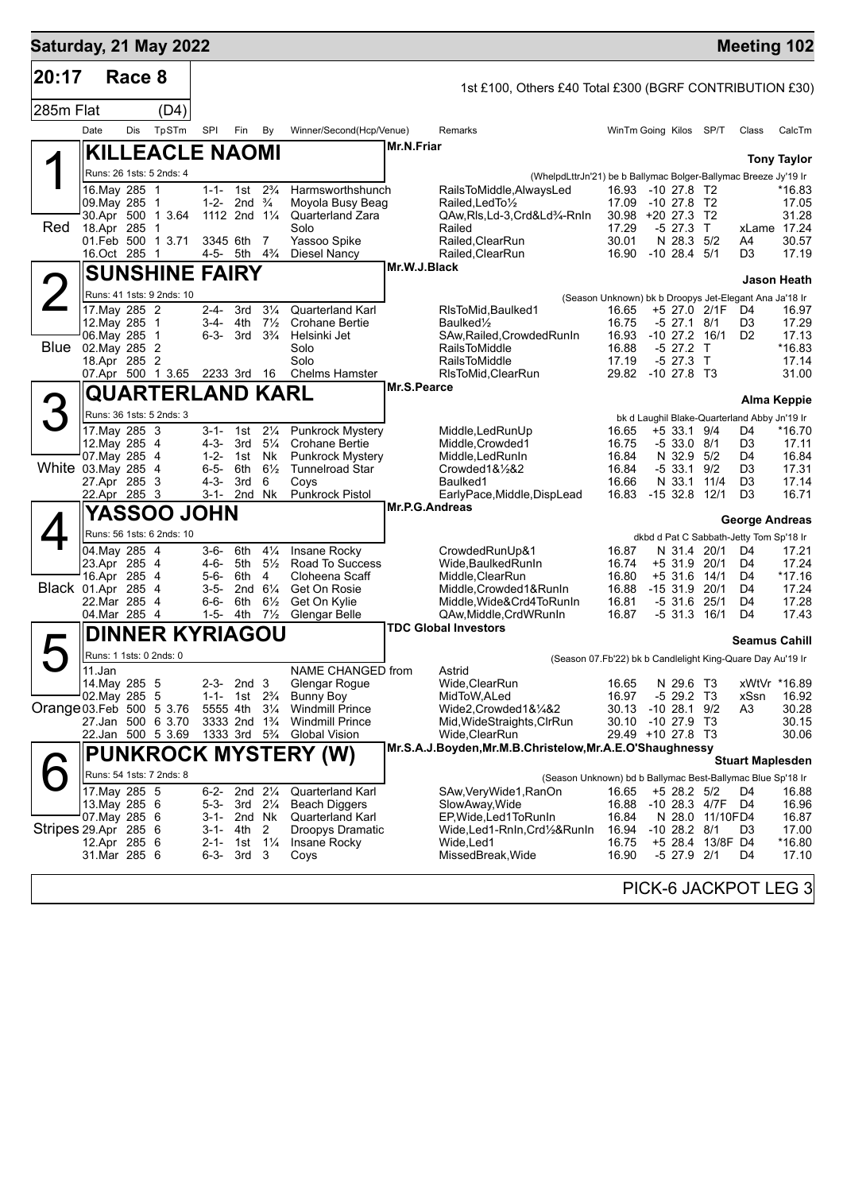**Saturday, 21 May 2022** — **Meeting 102**

## 20:17 Race 8

1st £100, Others £40 Total £300 (BGRF CONTRIBUTION £30)

285m Flat (D4)

| Date | Dis | TpSTm | SPI | Fin | By | Winner/Second(Hcp/Venue) | Remarks | WinTm | Going | Kilos | SP/T | Class | CalcTm |
|---|---|---|---|---|---|---|---|---|---|---|---|---|---|

### 1 Red — KILLEACLE NAOMI
Mr.N.Friar — **Tony Taylor**

Runs: 26 1sts: 5 2nds: 4 — (WhelpdLttrJn'21) be b Ballymac Bolger-Ballymac Breeze Jy'19 Ir

| Date | Dis | TpSTm | SPI | Fin | By | Winner/Second(Hcp/Venue) | Remarks | WinTm | Going | Kilos | SP/T | Class | CalcTm |
|---|---|---|---|---|---|---|---|---|---|---|---|---|---|
| 16.May | 285 | 1 | 1-1- | 1st | 2¾ | Harmsworthshunch | RailsToMiddle,AlwaysLed | 16.93 | -10 | 27.8 | T2 | | *16.83 |
| 09.May | 285 | 1 | 1-2- | 2nd | ¾ | Moyola Busy Beag | Railed,LedTo½ | 17.09 | -10 | 27.8 | T2 | | 17.05 |
| 30.Apr | 500 | 1 3.64 | 1112 | 2nd | 1¼ | Quarterland Zara | QAw,Rls,Ld-3,Crd&Ld¾-RnIn | 30.98 | +20 | 27.3 | T2 | | 31.28 |
| 18.Apr | 285 | 1 | | | | Solo | Railed | 17.29 | -5 | 27.3 | T | xLame | 17.24 |
| 01.Feb | 500 | 1 3.71 | 3345 | 6th | 7 | Yassoo Spike | Railed,ClearRun | 30.01 | N | 28.3 | 5/2 | A4 | 30.57 |
| 16.Oct | 285 | 1 | 4-5- | 5th | 4¾ | Diesel Nancy | Railed,ClearRun | 16.90 | -10 | 28.4 | 5/1 | D3 | 17.19 |

### 2 Blue — SUNSHINE FAIRY
Mr.W.J.Black — **Jason Heath**

Runs: 41 1sts: 9 2nds: 10 — (Season Unknown) bk b Droopys Jet-Elegant Ana Ja'18 Ir

| Date | Dis | TpSTm | SPI | Fin | By | Winner/Second(Hcp/Venue) | Remarks | WinTm | Going | Kilos | SP/T | Class | CalcTm |
|---|---|---|---|---|---|---|---|---|---|---|---|---|---|
| 17.May | 285 | 2 | 2-4- | 3rd | 3¼ | Quarterland Karl | RlsToMid,Baulked1 | 16.65 | +5 | 27.0 | 2/1F | D4 | 16.97 |
| 12.May | 285 | 1 | 3-4- | 4th | 7½ | Crohane Bertie | Baulked½ | 16.75 | -5 | 27.1 | 8/1 | D3 | 17.29 |
| 06.May | 285 | 1 | 6-3- | 3rd | 3¾ | Helsinki Jet | SAw,Railed,CrowdedRunIn | 16.93 | -10 | 27.2 | 16/1 | D2 | 17.13 |
| 02.May | 285 | 2 | | | | Solo | RailsToMiddle | 16.88 | -5 | 27.2 | T | | *16.83 |
| 18.Apr | 285 | 2 | | | | Solo | RailsToMiddle | 17.19 | -5 | 27.3 | T | | 17.14 |
| 07.Apr | 500 | 1 3.65 | 2233 | 3rd | 16 | Chelms Hamster | RlsToMid,ClearRun | 29.82 | -10 | 27.8 | T3 | | 31.00 |

### 3 White — QUARTERLAND KARL
Mr.S.Pearce — **Alma Keppie**

Runs: 36 1sts: 5 2nds: 3 — bk d Laughil Blake-Quarterland Abby Jn'19 Ir

| Date | Dis | TpSTm | SPI | Fin | By | Winner/Second(Hcp/Venue) | Remarks | WinTm | Going | Kilos | SP/T | Class | CalcTm |
|---|---|---|---|---|---|---|---|---|---|---|---|---|---|
| 17.May | 285 | 3 | 3-1- | 1st | 2¼ | Punkrock Mystery | Middle,LedRunUp | 16.65 | +5 | 33.1 | 9/4 | D4 | *16.70 |
| 12.May | 285 | 4 | 4-3- | 3rd | 5¼ | Crohane Bertie | Middle,Crowded1 | 16.75 | -5 | 33.0 | 8/1 | D3 | 17.11 |
| 07.May | 285 | 4 | 1-2- | 1st | Nk | Punkrock Mystery | Middle,LedRunIn | 16.84 | N | 32.9 | 5/2 | D4 | 16.84 |
| 03.May | 285 | 4 | 6-5- | 6th | 6½ | Tunnelroad Star | Crowded1&½&2 | 16.84 | -5 | 33.1 | 9/2 | D3 | 17.31 |
| 27.Apr | 285 | 3 | 4-3- | 3rd | 6 | Coys | Baulked1 | 16.66 | N | 33.1 | 11/4 | D3 | 17.14 |
| 22.Apr | 285 | 3 | 3-1- | 2nd | Nk | Punkrock Pistol | EarlyPace,Middle,DispLead | 16.83 | -15 | 32.8 | 12/1 | D3 | 16.71 |

### 4 Black — YASSOO JOHN
Mr.P.G.Andreas — **George Andreas**

Runs: 56 1sts: 6 2nds: 10 — dkbd d Pat C Sabbath-Jetty Tom Sp'18 Ir

| Date | Dis | TpSTm | SPI | Fin | By | Winner/Second(Hcp/Venue) | Remarks | WinTm | Going | Kilos | SP/T | Class | CalcTm |
|---|---|---|---|---|---|---|---|---|---|---|---|---|---|
| 04.May | 285 | 4 | 3-6- | 6th | 4¼ | Insane Rocky | CrowdedRunUp&1 | 16.87 | N | 31.4 | 20/1 | D4 | 17.21 |
| 23.Apr | 285 | 4 | 4-6- | 5th | 5½ | Road To Success | Wide,BaulkedRunIn | 16.74 | +5 | 31.9 | 20/1 | D4 | 17.24 |
| 16.Apr | 285 | 4 | 5-6- | 6th | 4 | Cloheena Scaff | Middle,ClearRun | 16.80 | +5 | 31.6 | 14/1 | D4 | *17.16 |
| 01.Apr | 285 | 4 | 3-5- | 2nd | 6¼ | Get On Rosie | Middle,Crowded1&RunIn | 16.88 | -15 | 31.9 | 20/1 | D4 | 17.24 |
| 22.Mar | 285 | 4 | 6-6- | 6th | 6½ | Get On Kylie | Middle,Wide&Crd4ToRunIn | 16.81 | -5 | 31.6 | 25/1 | D4 | 17.28 |
| 04.Mar | 285 | 4 | 1-5- | 4th | 7½ | Glengar Belle | QAw,Middle,CrdWRunIn | 16.87 | -5 | 31.3 | 16/1 | D4 | 17.43 |

### 5 Orange — DINNER KYRIAGOU
TDC Global Investors — **Seamus Cahill**

Runs: 1 1sts: 0 2nds: 0 — (Season 07.Fb'22) bk b Candlelight King-Quare Day Au'19 Ir

| Date | Dis | TpSTm | SPI | Fin | By | Winner/Second(Hcp/Venue) | Remarks | WinTm | Going | Kilos | SP/T | Class | CalcTm |
|---|---|---|---|---|---|---|---|---|---|---|---|---|---|
| 11.Jan | | | | | | NAME CHANGED from | Astrid | | | | | | |
| 14.May | 285 | 5 | 2-3- | 2nd | 3 | Glengar Rogue | Wide,ClearRun | 16.65 | N | 29.6 | T3 | xWtVr | *16.89 |
| 02.May | 285 | 5 | 1-1- | 1st | 2¾ | Bunny Boy | MidToW,ALed | 16.97 | -5 | 29.2 | T3 | xSsn | 16.92 |
| 03.Feb | 500 | 5 3.76 | 5555 | 4th | 3¼ | Windmill Prince | Wide2,Crowded1&¼&2 | 30.13 | -10 | 28.1 | 9/2 | A3 | 30.28 |
| 27.Jan | 500 | 6 3.70 | 3333 | 2nd | 1¾ | Windmill Prince | Mid,WideStraights,ClrRun | 30.10 | -10 | 27.9 | T3 | | 30.15 |
| 22.Jan | 500 | 5 3.69 | 1333 | 3rd | 5¾ | Global Vision | Wide,ClearRun | 29.49 | +10 | 27.8 | T3 | | 30.06 |

### 6 Stripes — PUNKROCK MYSTERY (W)
Mr.S.A.J.Boyden,Mr.M.B.Christelow,Mr.A.E.O'Shaughnessy — **Stuart Maplesden**

Runs: 54 1sts: 7 2nds: 8 — (Season Unknown) bd b Ballymac Best-Ballymac Blue Sp'18 Ir

| Date | Dis | TpSTm | SPI | Fin | By | Winner/Second(Hcp/Venue) | Remarks | WinTm | Going | Kilos | SP/T | Class | CalcTm |
|---|---|---|---|---|---|---|---|---|---|---|---|---|---|
| 17.May | 285 | 5 | 6-2- | 2nd | 2¼ | Quarterland Karl | SAw,VeryWide1,RanOn | 16.65 | +5 | 28.2 | 5/2 | D4 | 16.88 |
| 13.May | 285 | 6 | 5-3- | 3rd | 2¼ | Beach Diggers | SlowAway,Wide | 16.88 | -10 | 28.3 | 4/7F | D4 | 16.96 |
| 07.May | 285 | 6 | 3-1- | 2nd | Nk | Quarterland Karl | EP,Wide,Led1ToRunIn | 16.84 | N | 28.0 | 11/10F | D4 | 16.87 |
| 29.Apr | 285 | 6 | 3-1- | 4th | 2 | Droopys Dramatic | Wide,Led1-RnIn,Crd½&RunIn | 16.94 | -10 | 28.2 | 8/1 | D3 | 17.00 |
| 12.Apr | 285 | 6 | 2-1- | 1st | 1¼ | Insane Rocky | Wide,Led1 | 16.75 | +5 | 28.4 | 13/8F | D4 | *16.80 |
| 31.Mar | 285 | 6 | 6-3- | 3rd | 3 | Coys | MissedBreak,Wide | 16.90 | -5 | 27.9 | 2/1 | D4 | 17.10 |

PICK-6 JACKPOT LEG 3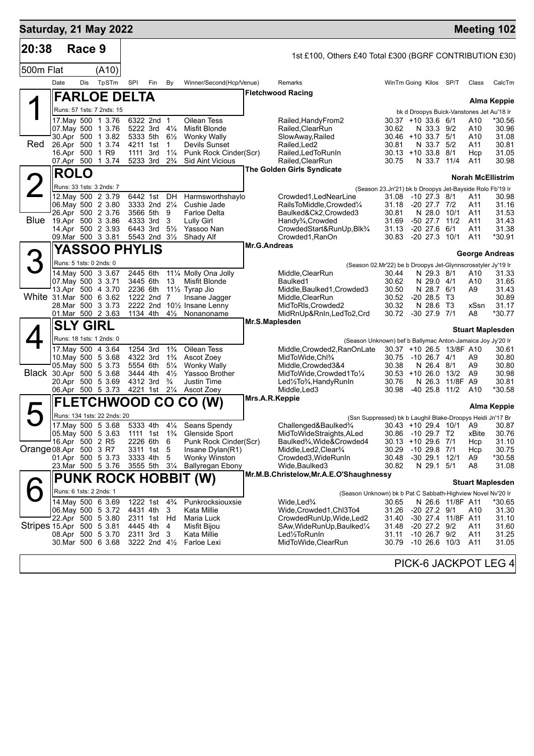# Saturday, 21 May 2022 — Meeting 102

**20:38 Race 9** — 1st £100, Others £40 Total £300 (BGRF CONTRIBUTION £30)

500m Flat (A10)

| Date | Dis | TpSTm | SPI | Fin | By | Winner/Second(Hcp/Venue) | Remarks | WinTm | Going | Kilos | SP/T | Class | CalcTm |
|---|---|---|---|---|---|---|---|---|---|---|---|---|---|

## 1 (Red) FARLOE DELTA
Fletchwood Racing — Trainer: Alma Keppie
Runs: 57 1sts: 7 2nds: 15 — bk d Droopys Buick-Vanstones Jet Au'18 Ir

| Date | Dis | TpSTm | SPI | Fin | By | Winner/Second(Hcp/Venue) | Remarks | WinTm | Going | Kilos | SP/T | Class | CalcTm |
|---|---|---|---|---|---|---|---|---|---|---|---|---|---|
| 17.May | 500 | 1 3.76 | 6322 | 2nd | 1 | Oilean Tess | Railed,HandyFrom2 | 30.37 | +10 | 33.6 | 6/1 | A10 | *30.56 |
| 07.May | 500 | 1 3.76 | 5222 | 3rd | 4¼ | Misfit Blonde | Railed,ClearRun | 30.62 | N | 33.3 | 9/2 | A10 | 30.96 |
| 30.Apr | 500 | 1 3.82 | 5333 | 5th | 6½ | Wonky Wally | SlowAway,Railed | 30.46 | +10 | 33.7 | 5/1 | A10 | 31.08 |
| 26.Apr | 500 | 1 3.74 | 4211 | 1st | 1 | Devils Sunset | Railed,Led2 | 30.81 | N | 33.7 | 5/2 | A11 | 30.81 |
| 16.Apr | 500 | 1 R9 | 1111 | 3rd | 1¼ | Punk Rock Cinder(Scr) | Railed,LedToRunIn | 30.13 | +10 | 33.8 | 8/1 | Hcp | 31.05 |
| 07.Apr | 500 | 1 3.74 | 5233 | 3rd | 2¾ | Sid Aint Vicious | Railed,ClearRun | 30.75 | N | 33.7 | 11/4 | A11 | 30.98 |

## 2 (Blue) ROLO
The Golden Girls Syndicate — Trainer: Norah McEllistrim
Runs: 33 1sts: 3 2nds: 7 — (Season 23.Jn'21) bk b Droopys Jet-Bayside Rolo Fb'19 Ir

| Date | Dis | TpSTm | SPI | Fin | By | Winner/Second(Hcp/Venue) | Remarks | WinTm | Going | Kilos | SP/T | Class | CalcTm |
|---|---|---|---|---|---|---|---|---|---|---|---|---|---|
| 12.May | 500 | 2 3.79 | 6442 | 1st | DH | Harmsworthshaylo | Crowded1,LedNearLine | 31.08 | -10 | 27.3 | 8/1 | A11 | 30.98 |
| 06.May | 500 | 2 3.80 | 3333 | 2nd | 2¼ | Cushie Jade | RailsToMiddle,Crowded¼ | 31.18 | -20 | 27.7 | 7/2 | A11 | 31.16 |
| 26.Apr | 500 | 2 3.76 | 3566 | 5th | 9 | Farloe Delta | Baulked&Ck2,Crowded3 | 30.81 | N | 28.0 | 10/1 | A11 | 31.53 |
| 19.Apr | 500 | 3 3.86 | 4333 | 3rd | 3 | Lully Girl | Handy¾,Crowded | 31.69 | -50 | 27.7 | 11/2 | A11 | 31.43 |
| 14.Apr | 500 | 2 3.93 | 6443 | 3rd | 5½ | Yassoo Nan | CrowdedStart&RunUp,Blk¾ | 31.13 | -20 | 27.6 | 6/1 | A11 | 31.38 |
| 09.Mar | 500 | 3 3.81 | 5543 | 2nd | 3½ | Shady Alf | Crowded1,RanOn | 30.83 | -20 | 27.3 | 10/1 | A11 | *30.91 |

## 3 (White) YASSOO PHYLIS
Mr.G.Andreas — Trainer: George Andreas
Runs: 5 1sts: 0 2nds: 0 — (Season 02.Mr'22) be b Droopys Jet-Glynnscrosstyler Jy'19 Ir

| Date | Dis | TpSTm | SPI | Fin | By | Winner/Second(Hcp/Venue) | Remarks | WinTm | Going | Kilos | SP/T | Class | CalcTm |
|---|---|---|---|---|---|---|---|---|---|---|---|---|---|
| 14.May | 500 | 3 3.67 | 2445 | 6th | 11¼ | Molly Ona Jolly | Middle,ClearRun | 30.44 | N | 29.3 | 8/1 | A10 | 31.33 |
| 07.May | 500 | 3 3.71 | 3445 | 6th | 13 | Misfit Blonde | Baulked1 | 30.62 | N | 29.0 | 4/1 | A10 | 31.65 |
| 13.Apr | 500 | 4 3.70 | 2236 | 6th | 11½ | Tyrap Jio | Middle,Baulked1,Crowded3 | 30.50 | N | 28.7 | 6/1 | A9 | 31.43 |
| 31.Mar | 500 | 6 3.62 | 1222 | 2nd | 7 | Insane Jagger | Middle,ClearRun | 30.52 | -20 | 28.5 | T3 | | 30.89 |
| 28.Mar | 500 | 3 3.73 | 2222 | 2nd | 10½ | Insane Lenny | MidToRls,Crowded2 | 30.32 | N | 28.6 | T3 | xSsn | 31.17 |
| 01.Mar | 500 | 2 3.63 | 1134 | 4th | 4½ | Nonanoname | MidRnUp&RnIn,LedTo2,Crd | 30.72 | -30 | 27.9 | 7/1 | A8 | *30.77 |

## 4 (Black) SLY GIRL
Mr.S.Maplesden — Trainer: Stuart Maplesden
Runs: 18 1sts: 1 2nds: 0 — (Season Unknown) bef b Ballymac Anton-Jamaica Joy Jy'20 Ir

| Date | Dis | TpSTm | SPI | Fin | By | Winner/Second(Hcp/Venue) | Remarks | WinTm | Going | Kilos | SP/T | Class | CalcTm |
|---|---|---|---|---|---|---|---|---|---|---|---|---|---|
| 17.May | 500 | 4 3.64 | 1254 | 3rd | 1¾ | Oilean Tess | Middle,Crowded2,RanOnLate | 30.37 | +10 | 26.5 | 13/8F | A10 | 30.61 |
| 10.May | 500 | 5 3.68 | 4322 | 3rd | 1¾ | Ascot Zoey | MidToWide,Chl¾ | 30.75 | -10 | 26.7 | 4/1 | A9 | 30.80 |
| 05.May | 500 | 5 3.73 | 5554 | 6th | 5¼ | Wonky Wally | Middle,Crowded3&4 | 30.38 | N | 26.4 | 8/1 | A9 | 30.80 |
| 30.Apr | 500 | 5 3.68 | 3444 | 4th | 4½ | Yassoo Brother | MidToWide,Crowded1To¼ | 30.53 | +10 | 26.0 | 13/2 | A9 | 30.98 |
| 20.Apr | 500 | 5 3.69 | 4312 | 3rd | ¾ | Justin Time | Led½To¾,HandyRunIn | 30.76 | N | 26.3 | 11/8F | A9 | 30.81 |
| 06.Apr | 500 | 5 3.73 | 4221 | 1st | 2¼ | Ascot Zoey | Middle,Led3 | 30.98 | -40 | 25.8 | 11/2 | A10 | *30.58 |

## 5 (Orange) FLETCHWOOD CO CO (W)
Mrs.A.R.Keppie — Trainer: Alma Keppie
Runs: 134 1sts: 22 2nds: 20 — (Ssn Suppressed) bk b Laughil Blake-Droopys Heidi Jn'17 Br

| Date | Dis | TpSTm | SPI | Fin | By | Winner/Second(Hcp/Venue) | Remarks | WinTm | Going | Kilos | SP/T | Class | CalcTm |
|---|---|---|---|---|---|---|---|---|---|---|---|---|---|
| 17.May | 500 | 5 3.68 | 5333 | 4th | 4¼ | Seans Spendy | Challenged&Baulked¾ | 30.43 | +10 | 29.4 | 10/1 | A9 | 30.87 |
| 05.May | 500 | 5 3.63 | 1111 | 1st | 1¾ | Glenside Sport | MidToWideStraights,ALed | 30.86 | -10 | 29.7 | T2 | xBite | 30.76 |
| 16.Apr | 500 | 2 R5 | 2226 | 6th | 6 | Punk Rock Cinder(Scr) | Baulked¾,Wide&Crowded4 | 30.13 | +10 | 29.6 | 7/1 | Hcp | 31.10 |
| 08.Apr | 500 | 3 R7 | 3311 | 1st | 5 | Insane Dylan(R1) | Middle,Led2,Clear¾ | 30.29 | -10 | 29.8 | 7/1 | Hcp | 30.75 |
| 01.Apr | 500 | 5 3.73 | 3333 | 4th | 5 | Wonky Winston | Crowded3,WideRunIn | 30.48 | -30 | 29.1 | 12/1 | A9 | *30.58 |
| 23.Mar | 500 | 5 3.76 | 3555 | 5th | 3¼ | Ballyregan Ebony | Wide,Baulked3 | 30.82 | N | 29.1 | 5/1 | A8 | 31.08 |

## 6 (Stripes) PUNK ROCK HOBBIT (W)
Mr.M.B.Christelow,Mr.A.E.O'Shaughnessy — Trainer: Stuart Maplesden
Runs: 6 1sts: 2 2nds: 1 — (Season Unknown) bk b Pat C Sabbath-Highview Novel Nv'20 Ir

| Date | Dis | TpSTm | SPI | Fin | By | Winner/Second(Hcp/Venue) | Remarks | WinTm | Going | Kilos | SP/T | Class | CalcTm |
|---|---|---|---|---|---|---|---|---|---|---|---|---|---|
| 14.May | 500 | 6 3.69 | 1222 | 1st | 4¾ | Punkrocksiouxsie | Wide,Led¾ | 30.65 | N | 26.6 | 11/8F | A11 | *30.65 |
| 06.May | 500 | 5 3.72 | 4431 | 4th | 3 | Kata Millie | Wide,Crowded1,Chl3To4 | 31.26 | -20 | 27.2 | 9/1 | A10 | 31.30 |
| 22.Apr | 500 | 5 3.80 | 2311 | 1st | Hd | Maria Luck | CrowdedRunUp,Wide,Led2 | 31.40 | -30 | 27.4 | 11/8F | A11 | 31.10 |
| 15.Apr | 500 | 5 3.81 | 4445 | 4th | 4 | Misfit Bijou | SAw,WideRunUp,Baulked¼ | 31.48 | -20 | 27.2 | 9/2 | A11 | 31.60 |
| 08.Apr | 500 | 5 3.70 | 2311 | 3rd | 3 | Kata Millie | Led½ToRunIn | 31.11 | -10 | 26.7 | 9/2 | A11 | 31.25 |
| 30.Mar | 500 | 6 3.68 | 3222 | 2nd | 4½ | Farloe Lexi | MidToWide,ClearRun | 30.79 | -10 | 26.6 | 10/3 | A11 | 31.05 |

PICK-6 JACKPOT LEG 4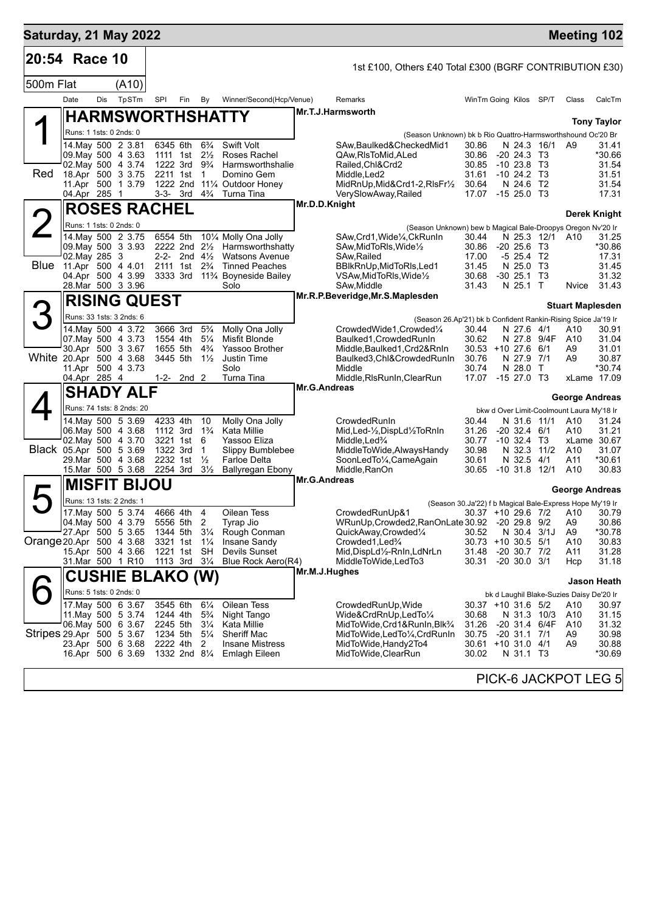# Saturday, 21 May 2022 — Meeting 102

## 20:54 Race 10

1st £100, Others £40 Total £300 (BGRF CONTRIBUTION £30)

500m Flat (A10)

| Date | Dis | TpSTm | SPI | Fin | By | Winner/Second(Hcp/Venue) | Remarks | WinTm | Going | Kilos | SP/T | Class | CalcTm |
|---|---|---|---|---|---|---|---|---|---|---|---|---|---|

### 1 (Red) HARMSWORTHSHATTY — Mr.T.J.Harmsworth — Tony Taylor

Runs: 1 1sts: 0 2nds: 0 — (Season Unknown) bk b Rio Quattro-Harmsworthshound Oc'20 Br

| Date | Dis | TpSTm | SPI | Fin | By | Winner/Second(Hcp/Venue) | Remarks | WinTm | Going | Kilos | SP/T | Class | CalcTm |
|---|---|---|---|---|---|---|---|---|---|---|---|---|---|
| 14.May | 500 | 2 3.81 | 6345 | 6th | 6¾ | Swift Volt | SAw,Baulked&CheckedMid1 | 30.86 | N | 24.3 | 16/1 | A9 | 31.41 |
| 09.May | 500 | 4 3.63 | 1111 | 1st | 2½ | Roses Rachel | QAw,RlsToMid,ALed | 30.86 | -20 | 24.3 | T3 | | *30.66 |
| 02.May | 500 | 4 3.74 | 1222 | 3rd | 9¾ | Harmsworthshalie | Railed,Chl&Crd2 | 30.85 | -10 | 23.8 | T3 | | 31.54 |
| 18.Apr | 500 | 3 3.75 | 2211 | 1st | 1 | Domino Gem | Middle,Led2 | 31.61 | -10 | 24.2 | T3 | | 31.51 |
| 11.Apr | 500 | 1 3.79 | 1222 | 2nd | 11¼ | Outdoor Honey | MidRnUp,Mid&Crd1-2,RlsFr½ | 30.64 | N | 24.6 | T2 | | 31.54 |
| 04.Apr | 285 | 1 | 3-3- | 3rd | 4¾ | Turna Tina | VerySlowAway,Railed | 17.07 | -15 | 25.0 | T3 | | 17.31 |

### 2 (Blue) ROSES RACHEL — Mr.D.D.Knight — Derek Knight

Runs: 1 1sts: 0 2nds: 0 — (Season Unknown) bew b Magical Bale-Droopys Oregon Nv'20 Ir

| Date | Dis | TpSTm | SPI | Fin | By | Winner/Second(Hcp/Venue) | Remarks | WinTm | Going | Kilos | SP/T | Class | CalcTm |
|---|---|---|---|---|---|---|---|---|---|---|---|---|---|
| 14.May | 500 | 2 3.75 | 6554 | 5th | 10¼ | Molly Ona Jolly | SAw,Crd1,Wide¼,CkRunIn | 30.44 | N | 25.3 | 12/1 | A10 | 31.25 |
| 09.May | 500 | 3 3.93 | 2222 | 2nd | 2½ | Harmsworthshatty | SAw,MidToRls,Wide½ | 30.86 | -20 | 25.6 | T3 | | *30.86 |
| 02.May | 285 | 3 | 2-2- | 2nd | 4½ | Watsons Avenue | SAw,Railed | 17.00 | -5 | 25.4 | T2 | | 17.31 |
| 11.Apr | 500 | 4 4.01 | 2111 | 1st | 2¾ | Tinned Peaches | BBlkRnUp,MidToRls,Led1 | 31.45 | N | 25.0 | T3 | | 31.45 |
| 04.Apr | 500 | 4 3.99 | 3333 | 3rd | 11¾ | Boyneside Bailey | VSAw,MidToRls,Wide½ | 30.68 | -30 | 25.1 | T3 | | 31.32 |
| 28.Mar | 500 | 3 3.96 | | | | Solo | SAw,Middle | 31.43 | N | 25.1 | T | Nvice | 31.43 |

### 3 (White) RISING QUEST — Mr.R.P.Beveridge,Mr.S.Maplesden — Stuart Maplesden

Runs: 33 1sts: 3 2nds: 6 — (Season 26.Ap'21) bk b Confident Rankin-Rising Spice Ja'19 Ir

| Date | Dis | TpSTm | SPI | Fin | By | Winner/Second(Hcp/Venue) | Remarks | WinTm | Going | Kilos | SP/T | Class | CalcTm |
|---|---|---|---|---|---|---|---|---|---|---|---|---|---|
| 14.May | 500 | 4 3.72 | 3666 | 3rd | 5¾ | Molly Ona Jolly | CrowdedWide1,Crowded¼ | 30.44 | N | 27.6 | 4/1 | A10 | 30.91 |
| 07.May | 500 | 4 3.73 | 1554 | 4th | 5¼ | Misfit Blonde | Baulked1,CrowdedRunIn | 30.62 | N | 27.8 | 9/4F | A10 | 31.04 |
| 30.Apr | 500 | 3 3.67 | 1655 | 5th | 4¾ | Yassoo Brother | Middle,Baulked1,Crd2&RnIn | 30.53 | +10 | 27.6 | 6/1 | A9 | 31.01 |
| 20.Apr | 500 | 4 3.68 | 3445 | 5th | 1½ | Justin Time | Baulked3,Chl&CrowdedRunIn | 30.76 | N | 27.9 | 7/1 | A9 | 30.87 |
| 11.Apr | 500 | 4 3.73 | | | | Solo | Middle | 30.74 | N | 28.0 | T | | *30.74 |
| 04.Apr | 285 | 4 | 1-2- | 2nd | 2 | Turna Tina | Middle,RlsRunIn,ClearRun | 17.07 | -15 | 27.0 | T3 | xLame | 17.09 |

### 4 (Black) SHADY ALF — Mr.G.Andreas — George Andreas

Runs: 74 1sts: 8 2nds: 20 — bkw d Over Limit-Coolmount Laura My'18 Ir

| Date | Dis | TpSTm | SPI | Fin | By | Winner/Second(Hcp/Venue) | Remarks | WinTm | Going | Kilos | SP/T | Class | CalcTm |
|---|---|---|---|---|---|---|---|---|---|---|---|---|---|
| 14.May | 500 | 5 3.69 | 4233 | 4th | 10 | Molly Ona Jolly | CrowdedRunIn | 30.44 | N | 31.6 | 11/1 | A10 | 31.24 |
| 06.May | 500 | 4 3.68 | 1112 | 3rd | 1¾ | Kata Millie | Mid,Led-½,DispLd½ToRnIn | 31.26 | -20 | 32.4 | 6/1 | A10 | 31.21 |
| 02.May | 500 | 4 3.70 | 3221 | 1st | 6 | Yassoo Eliza | Middle,Led¾ | 30.77 | -10 | 32.4 | T3 | xLame | 30.67 |
| 05.Apr | 500 | 5 3.69 | 1322 | 3rd | 1 | Slippy Bumblebee | MiddleToWide,AlwaysHandy | 30.98 | N | 32.3 | 11/2 | A10 | 31.07 |
| 29.Mar | 500 | 4 3.68 | 2232 | 1st | ½ | Farloe Delta | SoonLedTo¼,CameAgain | 30.61 | N | 32.5 | 4/1 | A11 | *30.61 |
| 15.Mar | 500 | 5 3.68 | 2254 | 3rd | 3½ | Ballyregan Ebony | Middle,RanOn | 30.65 | -10 | 31.8 | 12/1 | A10 | 30.83 |

### 5 (Orange) MISFIT BIJOU — Mr.G.Andreas — George Andreas

Runs: 13 1sts: 2 2nds: 1 — (Season 30.Ja'22) f b Magical Bale-Express Hope My'19 Ir

| Date | Dis | TpSTm | SPI | Fin | By | Winner/Second(Hcp/Venue) | Remarks | WinTm | Going | Kilos | SP/T | Class | CalcTm |
|---|---|---|---|---|---|---|---|---|---|---|---|---|---|
| 17.May | 500 | 5 3.74 | 4666 | 4th | 4 | Oilean Tess | CrowdedRunUp&1 | 30.37 | +10 | 29.6 | 7/2 | A10 | 30.79 |
| 04.May | 500 | 4 3.79 | 5556 | 5th | 2 | Tyrap Jio | WRunUp,Crowded2,RanOnLate | 30.92 | -20 | 29.8 | 9/2 | A9 | 30.86 |
| 27.Apr | 500 | 5 3.65 | 1344 | 5th | 3¼ | Rough Conman | QuickAway,Crowded¼ | 30.52 | N | 30.4 | 3/1J | A9 | *30.78 |
| 20.Apr | 500 | 4 3.68 | 3321 | 1st | 1¼ | Insane Sandy | Crowded1,Led¾ | 30.73 | +10 | 30.5 | 5/1 | A10 | 30.83 |
| 15.Apr | 500 | 4 3.66 | 1221 | 1st | SH | Devils Sunset | Mid,DispLd½-RnIn,LdNrLn | 31.48 | -20 | 30.7 | 7/2 | A11 | 31.28 |
| 31.Mar | 500 | 1 R10 | 1113 | 3rd | 3¼ | Blue Rock Aero(R4) | MiddleToWide,LedTo3 | 30.31 | -20 | 30.0 | 3/1 | Hcp | 31.18 |

### 6 (Stripes) CUSHIE BLAKO (W) — Mr.M.J.Hughes — Jason Heath

Runs: 5 1sts: 0 2nds: 0 — bk d Laughil Blake-Suzies Daisy De'20 Ir

| Date | Dis | TpSTm | SPI | Fin | By | Winner/Second(Hcp/Venue) | Remarks | WinTm | Going | Kilos | SP/T | Class | CalcTm |
|---|---|---|---|---|---|---|---|---|---|---|---|---|---|
| 17.May | 500 | 6 3.67 | 3545 | 6th | 6¼ | Oilean Tess | CrowdedRunUp,Wide | 30.37 | +10 | 31.6 | 5/2 | A10 | 30.97 |
| 11.May | 500 | 5 3.74 | 1244 | 4th | 5¾ | Night Tango | Wide&CrdRnUp,LedTo¼ | 30.68 | N | 31.3 | 10/3 | A10 | 31.15 |
| 06.May | 500 | 6 3.67 | 2245 | 5th | 3¼ | Kata Millie | MidToWide,Crd1&RunIn,Blk¾ | 31.26 | -20 | 31.4 | 6/4F | A10 | 31.32 |
| 29.Apr | 500 | 5 3.67 | 1234 | 5th | 5¼ | Sheriff Mac | MidToWide,LedTo¼,CrdRunIn | 30.75 | -20 | 31.1 | 7/1 | A9 | 30.98 |
| 23.Apr | 500 | 6 3.68 | 2222 | 4th | 2 | Insane Mistress | MidToWide,Handy2To4 | 30.61 | +10 | 31.0 | 4/1 | A9 | 30.88 |
| 16.Apr | 500 | 6 3.69 | 1332 | 2nd | 8¼ | Emlagh Eileen | MidToWide,ClearRun | 30.02 | N | 31.1 | T3 | | *30.69 |

PICK-6 JACKPOT LEG 5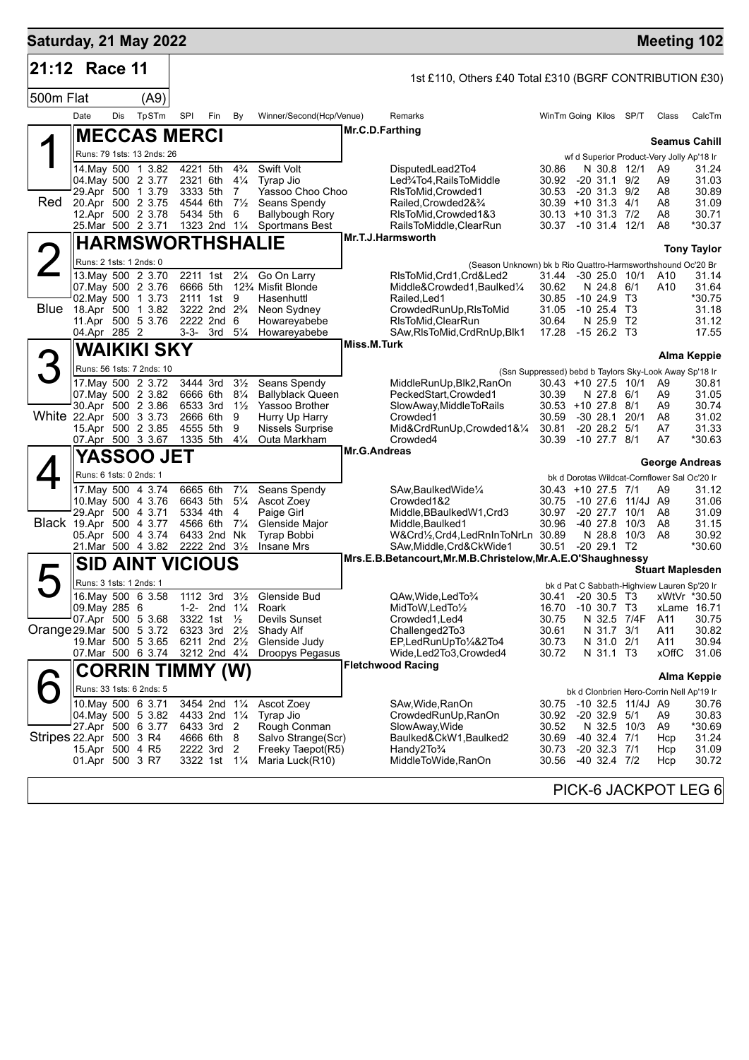## Saturday, 21 May 2022 — Meeting 102

### 21:12 Race 11

1st £110, Others £40 Total £310 (BGRF CONTRIBUTION £30)

500m Flat (A9)

| Date | Dis | TpSTm | SPI | Fin | By | Winner/Second(Hcp/Venue) | Remarks | WinTm | Going | Kilos | SP/T | Class | CalcTm |
|---|---|---|---|---|---|---|---|---|---|---|---|---|---|

#### 1 Red — MECCAS MERCI
Mr.C.D.Farthing — Trainer: Seamus Cahill
Runs: 79 1sts: 13 2nds: 26 — wf d Superior Product-Very Jolly Ap'18 Ir

| Date | Dis | TpSTm | SPI | Fin | By | Winner/Second(Hcp/Venue) | Remarks | WinTm | Going | Kilos | SP/T | Class | CalcTm |
|---|---|---|---|---|---|---|---|---|---|---|---|---|---|
| 14.May | 500 | 1 3.82 | 4221 | 5th | 4¾ | Swift Volt | DisputedLead2To4 | 30.86 | N | 30.8 | 12/1 | A9 | 31.24 |
| 04.May | 500 | 2 3.77 | 2321 | 6th | 4¼ | Tyrap Jio | Led¾To4,RailsToMiddle | 30.92 | -20 | 31.1 | 9/2 | A9 | 31.03 |
| 29.Apr | 500 | 1 3.79 | 3333 | 5th | 7 | Yassoo Choo Choo | RlsToMid,Crowded1 | 30.53 | -20 | 31.3 | 9/2 | A8 | 30.89 |
| 20.Apr | 500 | 2 3.75 | 4544 | 6th | 7½ | Seans Spendy | Railed,Crowded2&¾ | 30.39 | +10 | 31.3 | 4/1 | A8 | 31.09 |
| 12.Apr | 500 | 2 3.78 | 5434 | 5th | 6 | Ballybough Rory | RlsToMid,Crowded1&3 | 30.13 | +10 | 31.3 | 7/2 | A8 | 30.71 |
| 25.Mar | 500 | 2 3.71 | 1323 | 2nd | 1¼ | Sportmans Best | RailsToMiddle,ClearRun | 30.37 | -10 | 31.4 | 12/1 | A8 | *30.37 |

#### 2 Blue — HARMSWORTHSHALIE
Mr.T.J.Harmsworth — Trainer: Tony Taylor
Runs: 2 1sts: 1 2nds: 0 — (Season Unknown) bk b Rio Quattro-Harmsworthshound Oc'20 Br

| Date | Dis | TpSTm | SPI | Fin | By | Winner/Second(Hcp/Venue) | Remarks | WinTm | Going | Kilos | SP/T | Class | CalcTm |
|---|---|---|---|---|---|---|---|---|---|---|---|---|---|
| 13.May | 500 | 2 3.70 | 2211 | 1st | 2¼ | Go On Larry | RlsToMid,Crd1,Crd&Led2 | 31.44 | -30 | 25.0 | 10/1 | A10 | 31.14 |
| 07.May | 500 | 2 3.76 | 6666 | 5th | 12¾ | Misfit Blonde | Middle&Crowded1,Baulked¼ | 30.62 | N | 24.8 | 6/1 | A10 | 31.64 |
| 02.May | 500 | 1 3.73 | 2111 | 1st | 9 | Hasenhuttl | Railed,Led1 | 30.85 | -10 | 24.9 | T3 | | *30.75 |
| 18.Apr | 500 | 1 3.82 | 3222 | 2nd | 2¾ | Neon Sydney | CrowdedRunUp,RlsToMid | 31.05 | -10 | 25.4 | T3 | | 31.18 |
| 11.Apr | 500 | 5 3.76 | 2222 | 2nd | 6 | Howareyabebe | RlsToMid,ClearRun | 30.64 | N | 25.9 | T2 | | 31.12 |
| 04.Apr | 285 | 2 | 3-3- | 3rd | 5¼ | Howareyabebe | SAw,RlsToMid,CrdRnUp,Blk1 | 17.28 | -15 | 26.2 | T3 | | 17.55 |

#### 3 White — WAIKIKI SKY
Miss.M.Turk — Trainer: Alma Keppie
Runs: 56 1sts: 7 2nds: 10 — (Ssn Suppressed) bebd b Taylors Sky-Look Away Sp'18 Ir

| Date | Dis | TpSTm | SPI | Fin | By | Winner/Second(Hcp/Venue) | Remarks | WinTm | Going | Kilos | SP/T | Class | CalcTm |
|---|---|---|---|---|---|---|---|---|---|---|---|---|---|
| 17.May | 500 | 2 3.72 | 3444 | 3rd | 3½ | Seans Spendy | MiddleRunUp,Blk2,RanOn | 30.43 | +10 | 27.5 | 10/1 | A9 | 30.81 |
| 07.May | 500 | 2 3.82 | 6666 | 6th | 8¼ | Ballyblack Queen | PeckedStart,Crowded1 | 30.39 | N | 27.8 | 6/1 | A9 | 31.05 |
| 30.Apr | 500 | 2 3.86 | 6533 | 3rd | 1½ | Yassoo Brother | SlowAway,MiddleToRails | 30.53 | +10 | 27.8 | 8/1 | A9 | 30.74 |
| 22.Apr | 500 | 3 3.73 | 2666 | 6th | 9 | Hurry Up Harry | Crowded1 | 30.59 | -30 | 28.1 | 20/1 | A8 | 31.02 |
| 15.Apr | 500 | 2 3.85 | 4555 | 5th | 9 | Nissels Surprise | Mid&CrdRunUp,Crowded1&¼ | 30.81 | -20 | 28.2 | 5/1 | A7 | 31.33 |
| 07.Apr | 500 | 3 3.67 | 1335 | 5th | 4¼ | Outa Markham | Crowded4 | 30.39 | -10 | 27.7 | 8/1 | A7 | *30.63 |

#### 4 Black — YASSOO JET
Mr.G.Andreas — Trainer: George Andreas
Runs: 6 1sts: 0 2nds: 1 — bk d Dorotas Wildcat-Cornflower Sal Oc'20 Ir

| Date | Dis | TpSTm | SPI | Fin | By | Winner/Second(Hcp/Venue) | Remarks | WinTm | Going | Kilos | SP/T | Class | CalcTm |
|---|---|---|---|---|---|---|---|---|---|---|---|---|---|
| 17.May | 500 | 4 3.74 | 6665 | 6th | 7¼ | Seans Spendy | SAw,BaulkedWide¼ | 30.43 | +10 | 27.5 | 7/1 | A9 | 31.12 |
| 10.May | 500 | 4 3.76 | 6643 | 5th | 5¼ | Ascot Zoey | Crowded1&2 | 30.75 | -10 | 27.6 | 11/4J | A9 | 31.06 |
| 29.Apr | 500 | 4 3.71 | 5334 | 4th | 4 | Paige Girl | Middle,BBaulkedW1,Crd3 | 30.97 | -20 | 27.7 | 10/1 | A8 | 31.09 |
| 19.Apr | 500 | 4 3.77 | 4566 | 6th | 7¼ | Glenside Major | Middle,Baulked1 | 30.96 | -40 | 27.8 | 10/3 | A8 | 31.15 |
| 05.Apr | 500 | 4 3.74 | 6433 | 2nd | Nk | Tyrap Bobbi | W&Crd½,Crd4,LedRnInToNrLn | 30.89 | N | 28.8 | 10/3 | A8 | 30.92 |
| 21.Mar | 500 | 4 3.82 | 2222 | 2nd | 3½ | Insane Mrs | SAw,Middle,Crd&CkWide1 | 30.51 | -20 | 29.1 | T2 | | *30.60 |

#### 5 Orange — SID AINT VICIOUS
Mrs.E.B.Betancourt,Mr.M.B.Christelow,Mr.A.E.O'Shaughnessy — Trainer: Stuart Maplesden
Runs: 3 1sts: 1 2nds: 1 — bk d Pat C Sabbath-Highview Lauren Sp'20 Ir

| Date | Dis | TpSTm | SPI | Fin | By | Winner/Second(Hcp/Venue) | Remarks | WinTm | Going | Kilos | SP/T | Class | CalcTm |
|---|---|---|---|---|---|---|---|---|---|---|---|---|---|
| 16.May | 500 | 6 3.58 | 1112 | 3rd | 3½ | Glenside Bud | QAw,Wide,LedTo¾ | 30.41 | -20 | 30.5 | T3 | xWtVr | *30.50 |
| 09.May | 285 | 6 | 1-2- | 2nd | 1¼ | Roark | MidToW,LedTo½ | 16.70 | -10 | 30.7 | T3 | xLame | 16.71 |
| 07.Apr | 500 | 5 3.68 | 3322 | 1st | ½ | Devils Sunset | Crowded1,Led4 | 30.75 | N | 32.5 | 7/4F | A11 | 30.75 |
| 29.Mar | 500 | 5 3.72 | 6323 | 3rd | 2½ | Shady Alf | Challenged2To3 | 30.61 | N | 31.7 | 3/1 | A11 | 30.82 |
| 19.Mar | 500 | 5 3.65 | 6211 | 2nd | 2½ | Glenside Judy | EP,LedRunUpTo¼&2To4 | 30.73 | N | 31.0 | 2/1 | A11 | 30.94 |
| 07.Mar | 500 | 6 3.74 | 3212 | 2nd | 4¼ | Droopys Pegasus | Wide,Led2To3,Crowded4 | 30.72 | N | 31.1 | T3 | xOffC | 31.06 |

#### 6 Stripes — CORRIN TIMMY (W)
Fletchwood Racing — Trainer: Alma Keppie
Runs: 33 1sts: 6 2nds: 5 — bk d Clonbrien Hero-Corrin Nell Ap'19 Ir

| Date | Dis | TpSTm | SPI | Fin | By | Winner/Second(Hcp/Venue) | Remarks | WinTm | Going | Kilos | SP/T | Class | CalcTm |
|---|---|---|---|---|---|---|---|---|---|---|---|---|---|
| 10.May | 500 | 6 3.71 | 3454 | 2nd | 1¼ | Ascot Zoey | SAw,Wide,RanOn | 30.75 | -10 | 32.5 | 11/4J | A9 | 30.76 |
| 04.May | 500 | 5 3.82 | 4433 | 2nd | 1¼ | Tyrap Jio | CrowdedRunUp,RanOn | 30.92 | -20 | 32.9 | 5/1 | A9 | 30.83 |
| 27.Apr | 500 | 6 3.77 | 6433 | 3rd | 2 | Rough Conman | SlowAway,Wide | 30.52 | N | 32.5 | 10/3 | A9 | *30.69 |
| 22.Apr | 500 | 3 R4 | 4666 | 6th | 8 | Salvo Strange(Scr) | Baulked&CkW1,Baulked2 | 30.69 | -40 | 32.4 | 7/1 | Hcp | 31.24 |
| 15.Apr | 500 | 4 R5 | 2222 | 3rd | 2 | Freeky Taepot(R5) | Handy2To¾ | 30.73 | -20 | 32.3 | 7/1 | Hcp | 31.09 |
| 01.Apr | 500 | 3 R7 | 3322 | 1st | 1¼ | Maria Luck(R10) | MiddleToWide,RanOn | 30.56 | -40 | 32.4 | 7/2 | Hcp | 30.72 |

PICK-6 JACKPOT LEG 6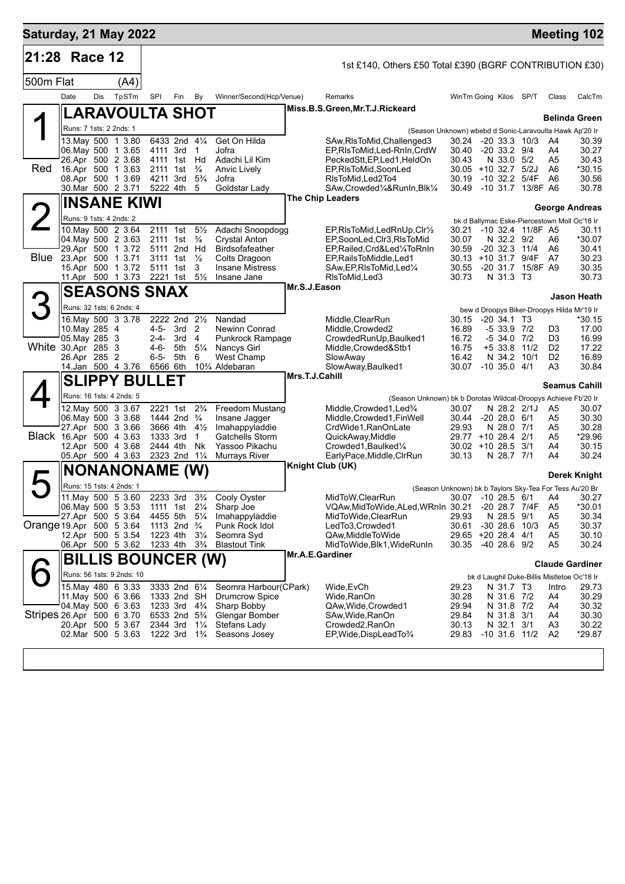# Saturday, 21 May 2022 — Meeting 102

## 21:28 Race 12

1st £140, Others £50 Total £390 (BGRF CONTRIBUTION £30)

500m Flat (A4)

| Date | Dis | TpSTm | SPI | Fin | By | Winner/Second(Hcp/Venue) | Remarks | WinTm | Going | Kilos | SP/T | Class | CalcTm |
|---|---|---|---|---|---|---|---|---|---|---|---|---|---|

### 1 (Red) LARAVOULTA SHOT — Belinda Green

Miss.B.S.Green,Mr.T.J.Rickeard

Runs: 7 1sts: 2 2nds: 1 — (Season Unknown) wbebd d Sonic-Laravoulta Hawk Ap'20 Ir

| Date | Dis | TpSTm | SPI | Fin | By | Winner/Second(Hcp/Venue) | Remarks | WinTm | Going | Kilos | SP/T | Class | CalcTm |
|---|---|---|---|---|---|---|---|---|---|---|---|---|---|
| 13.May | 500 | 1 3.80 | 6433 | 2nd | 4¼ | Get On Hilda | SAw,RlsToMid,Challenged3 | 30.24 | -20 | 33.3 | 10/3 | A4 | 30.39 |
| 06.May | 500 | 1 3.65 | 4111 | 3rd | 1 | Jofra | EP,RlsToMid,Led-RnIn,CrdW | 30.40 | -20 | 33.2 | 9/4 | A4 | 30.27 |
| 26.Apr | 500 | 2 3.68 | 4111 | 1st | Hd | Adachi Lil Kim | PeckedStt,EP,Led1,HeldOn | 30.43 | N | 33.0 | 5/2 | A5 | 30.43 |
| 16.Apr | 500 | 1 3.63 | 2111 | 1st | ¾ | Anvic Lively | EP,RlsToMid,SoonLed | 30.05 | +10 | 32.7 | 5/2J | A6 | *30.15 |
| 08.Apr | 500 | 1 3.69 | 4211 | 3rd | 5¾ | Jofra | RlsToMid,Led2To4 | 30.19 | -10 | 32.2 | 5/4F | A6 | 30.56 |
| 30.Mar | 500 | 2 3.71 | 5222 | 4th | 5 | Goldstar Lady | SAw,Crowded¼&RunIn,Blk¼ | 30.49 | -10 | 31.7 | 13/8F | A6 | 30.78 |

### 2 (Blue) INSANE KIWI — George Andreas

The Chip Leaders

Runs: 9 1sts: 4 2nds: 2 — bk d Ballymac Eske-Piercestown Moll Oc'18 Ir

| Date | Dis | TpSTm | SPI | Fin | By | Winner/Second(Hcp/Venue) | Remarks | WinTm | Going | Kilos | SP/T | Class | CalcTm |
|---|---|---|---|---|---|---|---|---|---|---|---|---|---|
| 10.May | 500 | 2 3.64 | 2111 | 1st | 5½ | Adachi Snoopdogg | EP,RlsToMid,LedRnUp,Clr½ | 30.21 | -10 | 32.4 | 11/8F | A5 | 30.11 |
| 04.May | 500 | 2 3.63 | 2111 | 1st | ¾ | Crystal Anton | EP,SoonLed,Clr3,RlsToMid | 30.07 | N | 32.2 | 9/2 | A6 | *30.07 |
| 29.Apr | 500 | 1 3.72 | 5111 | 2nd | Hd | Birdsofafeather | EP,Railed,Crd&Led¼ToRnIn | 30.59 | -20 | 32.3 | 11/4 | A6 | 30.41 |
| 23.Apr | 500 | 1 3.71 | 3111 | 1st | ½ | Colts Dragoon | EP,RailsToMiddle,Led1 | 30.13 | +10 | 31.7 | 9/4F | A7 | 30.23 |
| 15.Apr | 500 | 1 3.72 | 5111 | 1st | 3 | Insane Mistress | SAw,EP,RlsToMid,Led¼ | 30.55 | -20 | 31.7 | 15/8F | A9 | 30.35 |
| 11.Apr | 500 | 1 3.73 | 2221 | 1st | 5½ | Insane Jane | RlsToMid,Led3 | 30.73 | N | 31.3 | T3 | | 30.73 |

### 3 (White) SEASONS SNAX — Jason Heath

Mr.S.J.Eason

Runs: 32 1sts: 6 2nds: 4 — bew d Droopys Biker-Droopys Hilda Mr'19 Ir

| Date | Dis | TpSTm | SPI | Fin | By | Winner/Second(Hcp/Venue) | Remarks | WinTm | Going | Kilos | SP/T | Class | CalcTm |
|---|---|---|---|---|---|---|---|---|---|---|---|---|---|
| 16.May | 500 | 3 3.78 | 2222 | 2nd | 2½ | Nandad | Middle,ClearRun | 30.15 | -20 | 34.1 | T3 | | *30.15 |
| 10.May | 285 | 4 | 4-5- | 3rd | 2 | Newinn Conrad | Middle,Crowded2 | 16.89 | -5 | 33.9 | 7/2 | D3 | 17.00 |
| 05.May | 285 | 3 | 2-4- | 3rd | 4 | Punkrock Rampage | CrowdedRunUp,Baulked1 | 16.72 | -5 | 34.0 | 7/2 | D3 | 16.99 |
| 30.Apr | 285 | 3 | 4-6- | 5th | 5¼ | Nancys Girl | Middle,Crowded&Stb1 | 16.75 | +5 | 33.8 | 11/2 | D2 | 17.22 |
| 26.Apr | 285 | 2 | 6-5- | 5th | 6 | West Champ | SlowAway | 16.42 | N | 34.2 | 10/1 | D2 | 16.89 |
| 14.Jan | 500 | 4 3.76 | 6566 | 6th | 10¾ | Aldebaran | SlowAway,Baulked1 | 30.07 | -10 | 35.0 | 4/1 | A3 | 30.84 |

### 4 (Black) SLIPPY BULLET — Seamus Cahill

Mrs.T.J.Cahill

Runs: 16 1sts: 4 2nds: 5 — (Season Unknown) bk b Dorotas Wildcat-Droopys Achieve Fb'20 Ir

| Date | Dis | TpSTm | SPI | Fin | By | Winner/Second(Hcp/Venue) | Remarks | WinTm | Going | Kilos | SP/T | Class | CalcTm |
|---|---|---|---|---|---|---|---|---|---|---|---|---|---|
| 12.May | 500 | 3 3.67 | 2221 | 1st | 2¾ | Freedom Mustang | Middle,Crowded1,Led¾ | 30.07 | N | 28.2 | 2/1J | A5 | 30.07 |
| 06.May | 500 | 3 3.68 | 1444 | 2nd | ¾ | Insane Jagger | Middle,Crowded1,FinWell | 30.44 | -20 | 28.0 | 6/1 | A5 | 30.30 |
| 27.Apr | 500 | 3 3.66 | 3666 | 4th | 4½ | Imahappyladdie | CrdWide1,RanOnLate | 29.93 | N | 28.0 | 7/1 | A5 | 30.28 |
| 16.Apr | 500 | 4 3.63 | 1333 | 3rd | 1 | Gatchells Storm | QuickAway,Middle | 29.77 | +10 | 28.4 | 2/1 | A5 | *29.96 |
| 12.Apr | 500 | 4 3.68 | 2444 | 4th | Nk | Yassoo Pikachu | Crowded1,Baulked¼ | 30.02 | +10 | 28.5 | 3/1 | A4 | 30.15 |
| 05.Apr | 500 | 4 3.63 | 2323 | 2nd | 1¼ | Murrays River | EarlyPace,Middle,ClrRun | 30.13 | N | 28.7 | 7/1 | A4 | 30.24 |

### 5 (Orange) NONANONAME (W) — Derek Knight

Knight Club (UK)

Runs: 15 1sts: 4 2nds: 1 — (Season Unknown) bk b Taylors Sky-Tea For Tess Au'20 Br

| Date | Dis | TpSTm | SPI | Fin | By | Winner/Second(Hcp/Venue) | Remarks | WinTm | Going | Kilos | SP/T | Class | CalcTm |
|---|---|---|---|---|---|---|---|---|---|---|---|---|---|
| 11.May | 500 | 5 3.60 | 2233 | 3rd | 3¾ | Cooly Oyster | MidToW,ClearRun | 30.07 | -10 | 28.5 | 6/1 | A4 | 30.27 |
| 06.May | 500 | 5 3.53 | 1111 | 1st | 2¼ | Sharp Joe | VQAw,MidToWide,ALed,WRnIn | 30.21 | -20 | 28.7 | 7/4F | A5 | *30.01 |
| 27.Apr | 500 | 5 3.64 | 4455 | 5th | 5¼ | Imahappyladdie | MidToWide,ClearRun | 29.93 | N | 28.5 | 9/1 | A5 | 30.34 |
| 19.Apr | 500 | 5 3.64 | 1113 | 2nd | ¾ | Punk Rock Idol | LedTo3,Crowded1 | 30.61 | -30 | 28.6 | 10/3 | A5 | 30.37 |
| 12.Apr | 500 | 5 3.54 | 1223 | 4th | 3¼ | Seomra Syd | QAw,MiddleToWide | 29.65 | +20 | 28.4 | 4/1 | A5 | 30.10 |
| 06.Apr | 500 | 5 3.62 | 1233 | 4th | 3¾ | Blastout Tink | MidToWide,Blk1,WideRunIn | 30.35 | -40 | 28.6 | 9/2 | A5 | 30.24 |

### 6 (Stripes) BILLIS BOUNCER (W) — Claude Gardiner

Mr.A.E.Gardiner

Runs: 56 1sts: 9 2nds: 10 — bk d Laughil Duke-Billis Mistletoe Oc'18 Ir

| Date | Dis | TpSTm | SPI | Fin | By | Winner/Second(Hcp/Venue) | Remarks | WinTm | Going | Kilos | SP/T | Class | CalcTm |
|---|---|---|---|---|---|---|---|---|---|---|---|---|---|
| 15.May | 480 | 6 3.33 | 3333 | 2nd | 6¼ | Seomra Harbour(CPark) | Wide,EvCh | 29.23 | N | 31.7 | T3 | Intro | 29.73 |
| 11.May | 500 | 6 3.66 | 1333 | 2nd | SH | Drumcrow Spice | Wide,RanOn | 30.28 | N | 31.6 | 7/2 | A4 | 30.29 |
| 04.May | 500 | 6 3.63 | 1233 | 3rd | 4¾ | Sharp Bobby | QAw,Wide,Crowded1 | 29.94 | N | 31.8 | 7/2 | A4 | 30.32 |
| 26.Apr | 500 | 6 3.70 | 6533 | 2nd | 5¾ | Glengar Bomber | SAw,Wide,RanOn | 29.84 | N | 31.8 | 3/1 | A4 | 30.30 |
| 20.Apr | 500 | 5 3.67 | 2344 | 3rd | 1¼ | Stefans Lady | Crowded2,RanOn | 30.13 | N | 32.1 | 3/1 | A3 | 30.22 |
| 02.Mar | 500 | 5 3.63 | 1222 | 3rd | 1¾ | Seasons Josey | EP,Wide,DispLeadTo¾ | 29.83 | -10 | 31.6 | 11/2 | A2 | *29.87 |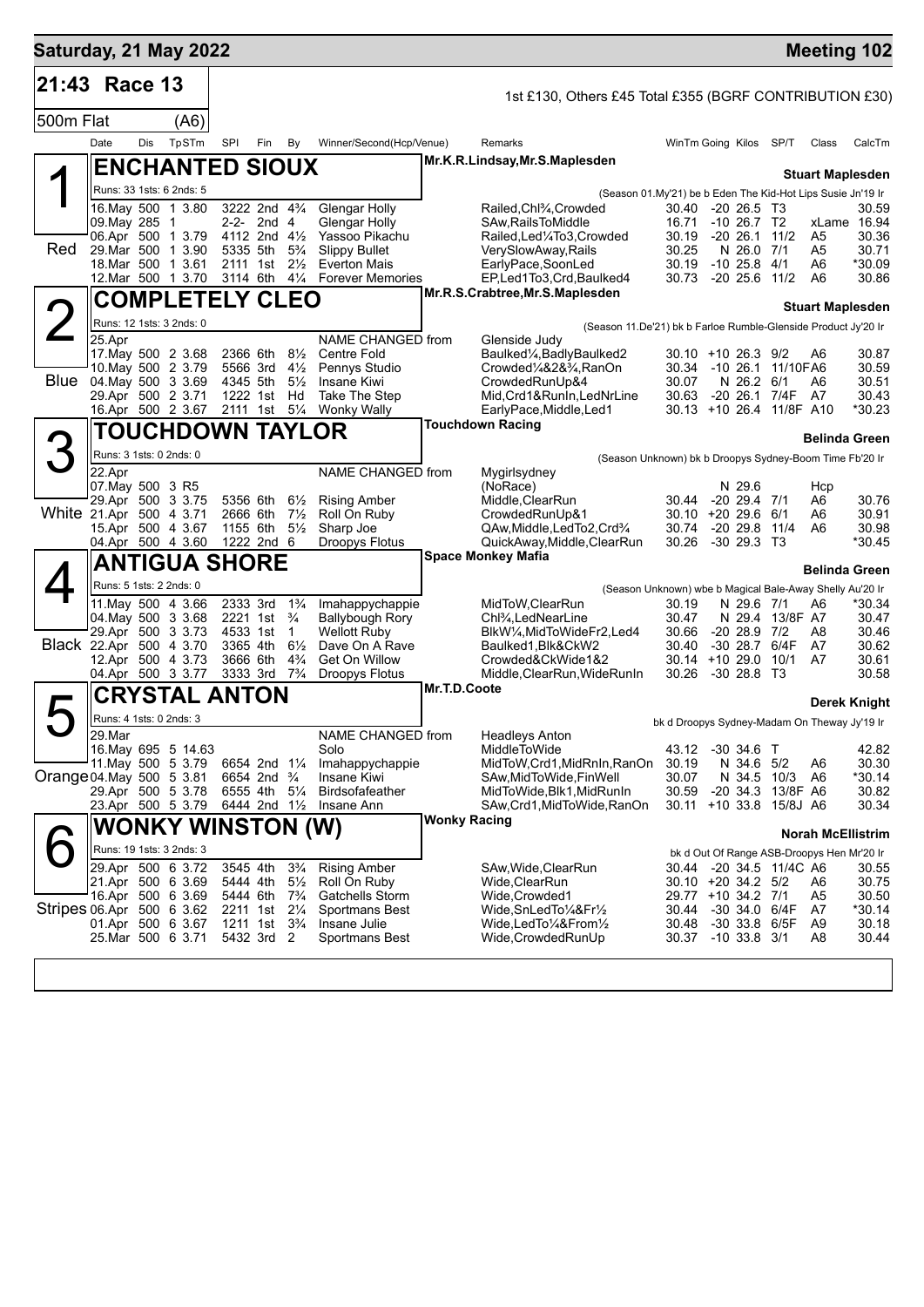# Saturday, 21 May 2022 — Meeting 102

## 21:43 Race 13

1st £130, Others £45 Total £355 (BGRF CONTRIBUTION £30)

500m Flat (A6)

### 1 — Red — ENCHANTED SIOUX

Mr.K.R.Lindsay,Mr.S.Maplesden — **Stuart Maplesden**

Runs: 33 1sts: 6 2nds: 5 — (Season 01.My'21) be b Eden The Kid-Hot Lips Susie Jn'19 Ir

| Date | Dis | TpSTm | SPI | Fin | By | Winner/Second(Hcp/Venue) | Remarks | WinTm | Going | Kilos | SP/T | Class | CalcTm |
|---|---|---|---|---|---|---|---|---|---|---|---|---|---|
| 16.May | 500 | 1 3.80 | 3222 | 2nd | 4¾ | Glengar Holly | Railed,Chl¾,Crowded | 30.40 | -20 | 26.5 | T3 | | 30.59 |
| 09.May | 285 | 1 | 2-2- | 2nd | 4 | Glengar Holly | SAw,RailsToMiddle | 16.71 | -10 | 26.7 | T2 | xLame | 16.94 |
| 06.Apr | 500 | 1 3.79 | 4112 | 2nd | 4½ | Yassoo Pikachu | Railed,Led¼To3,Crowded | 30.19 | -20 | 26.1 | 11/2 | A5 | 30.36 |
| 29.Mar | 500 | 1 3.90 | 5335 | 5th | 5¾ | Slippy Bullet | VerySlowAway,Rails | 30.25 | N | 26.0 | 7/1 | A5 | 30.71 |
| 18.Mar | 500 | 1 3.61 | 2111 | 1st | 2½ | Everton Mais | EarlyPace,SoonLed | 30.19 | -10 | 25.8 | 4/1 | A6 | *30.09 |
| 12.Mar | 500 | 1 3.70 | 3114 | 6th | 4¼ | Forever Memories | EP,Led1To3,Crd,Baulked4 | 30.73 | -20 | 25.6 | 11/2 | A6 | 30.86 |

### 2 — Blue — COMPLETELY CLEO

Mr.R.S.Crabtree,Mr.S.Maplesden — **Stuart Maplesden**

Runs: 12 1sts: 3 2nds: 0 — (Season 11.De'21) bk b Farloe Rumble-Glenside Product Jy'20 Ir

25.Apr NAME CHANGED from Glenside Judy

| Date | Dis | TpSTm | SPI | Fin | By | Winner/Second(Hcp/Venue) | Remarks | WinTm | Going | Kilos | SP/T | Class | CalcTm |
|---|---|---|---|---|---|---|---|---|---|---|---|---|---|
| 17.May | 500 | 2 3.68 | 2366 | 6th | 8½ | Centre Fold | Baulked¼,BadlyBaulked2 | 30.10 | +10 | 26.3 | 9/2 | A6 | 30.87 |
| 10.May | 500 | 2 3.79 | 5566 | 3rd | 4½ | Pennys Studio | Crowded¼&2&¾,RanOn | 30.34 | -10 | 26.1 | 11/10F | A6 | 30.59 |
| 04.May | 500 | 3 3.69 | 4345 | 5th | 5½ | Insane Kiwi | CrowdedRunUp&4 | 30.07 | N | 26.2 | 6/1 | A6 | 30.51 |
| 29.Apr | 500 | 2 3.71 | 1222 | 1st | Hd | Take The Step | Mid,Crd1&RunIn,LedNrLine | 30.63 | -20 | 26.1 | 7/4F | A7 | 30.43 |
| 16.Apr | 500 | 2 3.67 | 2111 | 1st | 5¼ | Wonky Wally | EarlyPace,Middle,Led1 | 30.13 | +10 | 26.4 | 11/8F | A10 | *30.23 |

### 3 — White — TOUCHDOWN TAYLOR

Touchdown Racing — **Belinda Green**

Runs: 3 1sts: 0 2nds: 0 — (Season Unknown) bk b Droopys Sydney-Boom Time Fb'20 Ir

22.Apr NAME CHANGED from Mygirlsydney

| Date | Dis | TpSTm | SPI | Fin | By | Winner/Second(Hcp/Venue) | Remarks | WinTm | Going | Kilos | SP/T | Class | CalcTm |
|---|---|---|---|---|---|---|---|---|---|---|---|---|---|
| 07.May | 500 | 3 R5 | | | | | (NoRace) | | N | 29.6 | | Hcp | |
| 29.Apr | 500 | 3 3.75 | 5356 | 6th | 6½ | Rising Amber | Middle,ClearRun | 30.44 | -20 | 29.4 | 7/1 | A6 | 30.76 |
| 21.Apr | 500 | 4 3.71 | 2666 | 6th | 7½ | Roll On Ruby | CrowdedRunUp&1 | 30.10 | +20 | 29.6 | 6/1 | A6 | 30.91 |
| 15.Apr | 500 | 4 3.67 | 1155 | 6th | 5½ | Sharp Joe | QAw,Middle,LedTo2,Crd¾ | 30.74 | -20 | 29.8 | 11/4 | A6 | 30.98 |
| 04.Apr | 500 | 4 3.60 | 1222 | 2nd | 6 | Droopys Flotus | QuickAway,Middle,ClearRun | 30.26 | -30 | 29.3 | T3 | | *30.45 |

### 4 — Black — ANTIGUA SHORE

Space Monkey Mafia — **Belinda Green**

Runs: 5 1sts: 2 2nds: 0 — (Season Unknown) wbe b Magical Bale-Away Shelly Au'20 Ir

| Date | Dis | TpSTm | SPI | Fin | By | Winner/Second(Hcp/Venue) | Remarks | WinTm | Going | Kilos | SP/T | Class | CalcTm |
|---|---|---|---|---|---|---|---|---|---|---|---|---|---|
| 11.May | 500 | 4 3.66 | 2333 | 3rd | 1¾ | Imahappychappie | MidToW,ClearRun | 30.19 | N | 29.6 | 7/1 | A6 | *30.34 |
| 04.May | 500 | 3 3.68 | 2221 | 1st | ¾ | Ballybough Rory | Chl¾,LedNearLine | 30.47 | N | 29.4 | 13/8F | A7 | 30.47 |
| 29.Apr | 500 | 3 3.73 | 4533 | 1st | 1 | Wellott Ruby | BlkW¼,MidToWideFr2,Led4 | 30.66 | -20 | 28.9 | 7/2 | A8 | 30.46 |
| 22.Apr | 500 | 4 3.70 | 3365 | 4th | 6½ | Dave On A Rave | Baulked1,Blk&CkW2 | 30.40 | -30 | 28.7 | 6/4F | A7 | 30.62 |
| 12.Apr | 500 | 4 3.73 | 3666 | 6th | 4¾ | Get On Willow | Crowded&CkWide1&2 | 30.14 | +10 | 29.0 | 10/1 | A7 | 30.61 |
| 04.Apr | 500 | 3 3.77 | 3333 | 3rd | 7¾ | Droopys Flotus | Middle,ClearRun,WideRunIn | 30.26 | -30 | 28.8 | T3 | | 30.58 |

### 5 — Orange — CRYSTAL ANTON

Mr.T.D.Coote — **Derek Knight**

Runs: 4 1sts: 0 2nds: 3 — bk d Droopys Sydney-Madam On Theway Jy'19 Ir

29.Mar NAME CHANGED from Headleys Anton

| Date | Dis | TpSTm | SPI | Fin | By | Winner/Second(Hcp/Venue) | Remarks | WinTm | Going | Kilos | SP/T | Class | CalcTm |
|---|---|---|---|---|---|---|---|---|---|---|---|---|---|
| 16.May | 695 | 5 14.63 | | | | Solo | MiddleToWide | 43.12 | -30 | 34.6 | T | | 42.82 |
| 11.May | 500 | 5 3.79 | 6654 | 2nd | 1¼ | Imahappychappie | MidToW,Crd1,MidRnIn,RanOn | 30.19 | N | 34.6 | 5/2 | A6 | 30.30 |
| 04.May | 500 | 5 3.81 | 6654 | 2nd | ¾ | Insane Kiwi | SAw,MidToWide,FinWell | 30.07 | N | 34.5 | 10/3 | A6 | *30.14 |
| 29.Apr | 500 | 5 3.78 | 6555 | 4th | 5¼ | Birdsofafeather | MidToWide,Blk1,MidRunIn | 30.59 | -20 | 34.3 | 13/8F | A6 | 30.82 |
| 23.Apr | 500 | 5 3.79 | 6444 | 2nd | 1½ | Insane Ann | SAw,Crd1,MidToWide,RanOn | 30.11 | +10 | 33.8 | 15/8J | A6 | 30.34 |

### 6 — Stripes — WONKY WINSTON (W)

Wonky Racing — **Norah McEllistrim**

Runs: 19 1sts: 3 2nds: 3 — bk d Out Of Range ASB-Droopys Hen Mr'20 Ir

| Date | Dis | TpSTm | SPI | Fin | By | Winner/Second(Hcp/Venue) | Remarks | WinTm | Going | Kilos | SP/T | Class | CalcTm |
|---|---|---|---|---|---|---|---|---|---|---|---|---|---|
| 29.Apr | 500 | 6 3.72 | 3545 | 4th | 3¾ | Rising Amber | SAw,Wide,ClearRun | 30.44 | -20 | 34.5 | 11/4C | A6 | 30.55 |
| 21.Apr | 500 | 6 3.69 | 5444 | 4th | 5½ | Roll On Ruby | Wide,ClearRun | 30.10 | +20 | 34.2 | 5/2 | A6 | 30.75 |
| 16.Apr | 500 | 6 3.69 | 5444 | 6th | 7¾ | Gatchells Storm | Wide,Crowded1 | 29.77 | +10 | 34.2 | 7/1 | A5 | 30.50 |
| 06.Apr | 500 | 6 3.62 | 2211 | 1st | 2¼ | Sportsmans Best | Wide,SnLedTo¼&Fr½ | 30.44 | -30 | 34.0 | 6/4F | A7 | *30.14 |
| 01.Apr | 500 | 6 3.67 | 1211 | 1st | 3¾ | Insane Julie | Wide,LedTo¼&From½ | 30.48 | -30 | 33.8 | 6/5F | A9 | 30.18 |
| 25.Mar | 500 | 6 3.71 | 5432 | 3rd | 2 | Sportsmans Best | Wide,CrowdedRunUp | 30.37 | -10 | 33.8 | 3/1 | A8 | 30.44 |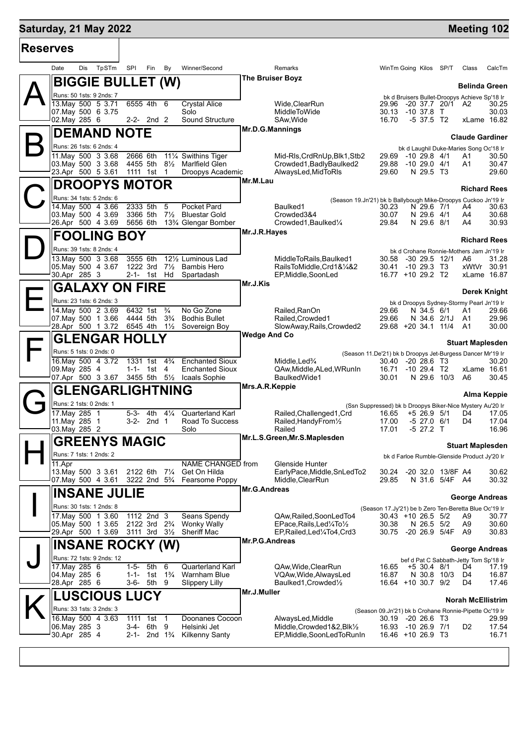**Saturday, 21 May 2022** — **Meeting 102**

## Reserves

| Date | Dis | TpSTm | SPI | Fin | By | Winner/Second | Remarks | WinTm | Going | Kilos | SP/T | Class | CalcTm |
|---|---|---|---|---|---|---|---|---|---|---|---|---|---|

### A — BIGGIE BULLET (W)

**The Bruiser Boyz** — **Belinda Green**

Runs: 50 1sts: 9 2nds: 7 — bk d Bruisers Bullet-Droopys Achieve Sp'18 Ir

| Date | Dis | TpSTm | SPI | Fin | By | Winner/Second | Remarks | WinTm | Going | Kilos | SP/T | Class | CalcTm |
|---|---|---|---|---|---|---|---|---|---|---|---|---|---|
| 13.May | 500 | 5 3.71 | 6555 | 4th | 6 | Crystal Alice | Wide,ClearRun | 29.96 | -20 | 37.7 | 20/1 | A2 | 30.25 |
| 07.May | 500 | 6 3.75 | | | | Solo | MiddleToWide | 30.13 | -10 | 37.8 | T | | 30.03 |
| 02.May | 285 | 6 | 2-2- | 2nd | 2 | Sound Structure | SAw,Wide | 16.70 | -5 | 37.5 | T2 | xLame | 16.82 |

### B — DEMAND NOTE

**Mr.D.G.Mannings** — **Claude Gardiner**

Runs: 26 1sts: 6 2nds: 4 — bk d Laughil Duke-Maries Song Oc'18 Ir

| Date | Dis | TpSTm | SPI | Fin | By | Winner/Second | Remarks | WinTm | Going | Kilos | SP/T | Class | CalcTm |
|---|---|---|---|---|---|---|---|---|---|---|---|---|---|
| 11.May | 500 | 3 3.68 | 2666 | 6th | 11¼ | Swithins Tiger | Mid-Rls,CrdRnUp,Blk1,Stb2 | 29.69 | -10 | 29.8 | 4/1 | A1 | 30.50 |
| 03.May | 500 | 3 3.68 | 4455 | 5th | 8½ | Marlfield Glen | Crowded1,BadlyBaulked2 | 29.88 | -10 | 29.0 | 4/1 | A1 | 30.47 |
| 23.Apr | 500 | 5 3.61 | 1111 | 1st | 1 | Droopys Academic | AlwaysLed,MidToRls | 29.60 | N | 29.5 | T3 | | 29.60 |

### C — DROOPYS MOTOR

**Mr.M.Lau** — **Richard Rees**

Runs: 34 1sts: 5 2nds: 6 — (Season 19.Jn'21) bk b Ballybough Mike-Droopys Cuckoo Jn'19 Ir

| Date | Dis | TpSTm | SPI | Fin | By | Winner/Second | Remarks | WinTm | Going | Kilos | SP/T | Class | CalcTm |
|---|---|---|---|---|---|---|---|---|---|---|---|---|---|
| 14.May | 500 | 4 3.66 | 2333 | 5th | 5 | Pocket Pard | Baulked1 | 30.23 | N | 29.6 | 7/1 | A4 | 30.63 |
| 03.May | 500 | 4 3.69 | 3366 | 5th | 7½ | Bluestar Gold | Crowded3&4 | 30.07 | N | 29.6 | 4/1 | A4 | 30.68 |
| 26.Apr | 500 | 4 3.69 | 5656 | 6th | 13¾ | Glengar Bomber | Crowded1,Baulked¼ | 29.84 | N | 29.6 | 8/1 | A4 | 30.93 |

### D — FOOLING BOY

**Mr.J.R.Hayes** — **Richard Rees**

Runs: 39 1sts: 8 2nds: 4 — bk d Crohane Ronnie-Mothers Jam Jn'19 Ir

| Date | Dis | TpSTm | SPI | Fin | By | Winner/Second | Remarks | WinTm | Going | Kilos | SP/T | Class | CalcTm |
|---|---|---|---|---|---|---|---|---|---|---|---|---|---|
| 13.May | 500 | 3 3.68 | 3555 | 6th | 12½ | Luminous Lad | MiddleToRails,Baulked1 | 30.58 | -30 | 29.5 | 12/1 | A6 | 31.28 |
| 05.May | 500 | 4 3.67 | 1222 | 3rd | 7½ | Bambis Hero | RailsToMiddle,Crd1&¼&2 | 30.41 | -10 | 29.3 | T3 | xWtVr | 30.91 |
| 30.Apr | 285 | 3 | 2-1- | 1st | Hd | Spartadash | EP,Middle,SoonLed | 16.77 | +10 | 29.2 | T2 | xLame | 16.87 |

### E — GALAXY ON FIRE

**Mr.J.Kis** — **Derek Knight**

Runs: 23 1sts: 6 2nds: 3 — bk d Droopys Sydney-Stormy Pearl Jn'19 Ir

| Date | Dis | TpSTm | SPI | Fin | By | Winner/Second | Remarks | WinTm | Going | Kilos | SP/T | Class | CalcTm |
|---|---|---|---|---|---|---|---|---|---|---|---|---|---|
| 14.May | 500 | 2 3.69 | 6432 | 1st | ¾ | No Go Zone | Railed,RanOn | 29.66 | N | 34.5 | 6/1 | A1 | 29.66 |
| 07.May | 500 | 1 3.66 | 4444 | 5th | 3¾ | Bodhis Bullet | Railed,Crowded1 | 29.66 | N | 34.6 | 2/1J | A1 | 29.96 |
| 28.Apr | 500 | 1 3.72 | 6545 | 4th | 1½ | Sovereign Boy | SlowAway,Rails,Crowded2 | 29.68 | +20 | 34.1 | 11/4 | A1 | 30.00 |

### F — GLENGAR HOLLY

**Wedge And Co** — **Stuart Maplesden**

Runs: 5 1sts: 0 2nds: 0 — (Season 11.De'21) bk b Droopys Jet-Burgess Dancer Mr'19 Ir

| Date | Dis | TpSTm | SPI | Fin | By | Winner/Second | Remarks | WinTm | Going | Kilos | SP/T | Class | CalcTm |
|---|---|---|---|---|---|---|---|---|---|---|---|---|---|
| 16.May | 500 | 4 3.72 | 1331 | 1st | 4¾ | Enchanted Sioux | Middle,Led¾ | 30.40 | -20 | 28.6 | T3 | | 30.20 |
| 09.May | 285 | 4 | 1-1- | 1st | 4 | Enchanted Sioux | QAw,Middle,ALed,WRunIn | 16.71 | -10 | 29.4 | T2 | xLame | 16.61 |
| 07.Apr | 500 | 3 3.67 | 3455 | 5th | 5½ | Icaals Sophie | BaulkedWide1 | 30.01 | N | 29.6 | 10/3 | A6 | 30.45 |

### G — GLENGARLIGHTNING

**Mrs.A.R.Keppie** — **Alma Keppie**

Runs: 2 1sts: 0 2nds: 1 — (Ssn Suppressed) bk b Droopys Biker-Nice Mystery Au'20 Ir

| Date | Dis | TpSTm | SPI | Fin | By | Winner/Second | Remarks | WinTm | Going | Kilos | SP/T | Class | CalcTm |
|---|---|---|---|---|---|---|---|---|---|---|---|---|---|
| 17.May | 285 | 1 | 5-3- | 4th | 4¼ | Quarterland Karl | Railed,Challenged1,Crd | 16.65 | +5 | 26.9 | 5/1 | D4 | 17.05 |
| 11.May | 285 | 1 | 3-2- | 2nd | 1 | Road To Success | Railed,HandyFrom½ | 17.00 | -5 | 27.0 | 6/1 | D4 | 17.04 |
| 03.May | 285 | 2 | | | | Solo | Railed | 17.01 | -5 | 27.2 | T | | 16.96 |

### H — GREENYS MAGIC

**Mr.L.S.Green,Mr.S.Maplesden** — **Stuart Maplesden**

Runs: 7 1sts: 1 2nds: 2 — bk d Farloe Rumble-Glenside Product Jy'20 Ir

| Date | Dis | TpSTm | SPI | Fin | By | Winner/Second | Remarks | WinTm | Going | Kilos | SP/T | Class | CalcTm |
|---|---|---|---|---|---|---|---|---|---|---|---|---|---|
| 11.Apr | | | | | | NAME CHANGED from | Glenside Hunter | | | | | | |
| 13.May | 500 | 3 3.61 | 2122 | 6th | 7¼ | Get On Hilda | EarlyPace,Middle,SnLedTo2 | 30.24 | -20 | 32.0 | 13/8F | A4 | 30.62 |
| 07.May | 500 | 4 3.61 | 3222 | 2nd | 5¾ | Fearsome Poppy | Middle,ClearRun | 29.85 | N | 31.6 | 5/4F | A4 | 30.32 |

### I — INSANE JULIE

**Mr.G.Andreas** — **George Andreas**

Runs: 30 1sts: 1 2nds: 8 — (Season 17.Jy'21) be b Zero Ten-Beretta Blue Oc'19 Ir

| Date | Dis | TpSTm | SPI | Fin | By | Winner/Second | Remarks | WinTm | Going | Kilos | SP/T | Class | CalcTm |
|---|---|---|---|---|---|---|---|---|---|---|---|---|---|
| 17.May | 500 | 1 3.60 | 1112 | 2nd | 3 | Seans Spendy | QAw,Railed,SoonLedTo4 | 30.43 | +10 | 26.5 | 5/2 | A9 | 30.77 |
| 05.May | 500 | 1 3.65 | 2122 | 3rd | 2¾ | Wonky Wally | EPace,Rails,Led¼To½ | 30.38 | N | 26.5 | 5/2 | A9 | 30.60 |
| 29.Apr | 500 | 1 3.69 | 3111 | 3rd | 3½ | Sheriff Mac | EP,Railed,Led¼To4,Crd3 | 30.75 | -20 | 26.9 | 5/4F | A9 | 30.83 |

### J — INSANE ROCKY (W)

**Mr.P.G.Andreas** — **George Andreas**

Runs: 72 1sts: 9 2nds: 12 — bef d Pat C Sabbath-Jetty Tom Sp'18 Ir

| Date | Dis | TpSTm | SPI | Fin | By | Winner/Second | Remarks | WinTm | Going | Kilos | SP/T | Class | CalcTm |
|---|---|---|---|---|---|---|---|---|---|---|---|---|---|
| 17.May | 285 | 6 | 1-5- | 5th | 6 | Quarterland Karl | QAw,Wide,ClearRun | 16.65 | +5 | 30.4 | 8/1 | D4 | 17.19 |
| 04.May | 285 | 6 | 1-1- | 1st | 1¾ | Warnham Blue | VQAw,Wide,AlwaysLed | 16.87 | N | 30.8 | 10/3 | D4 | 16.87 |
| 28.Apr | 285 | 6 | 3-6- | 5th | 9 | Slippery Lilly | Baulked1,Crowded½ | 16.64 | +10 | 30.7 | 9/2 | D4 | 17.46 |

### K — LUSCIOUS LUCY

**Mr.J.Muller** — **Norah McEllistrim**

Runs: 33 1sts: 3 2nds: 3 — (Season 09.Jn'21) bk b Crohane Ronnie-Pipette Oc'19 Ir

| Date | Dis | TpSTm | SPI | Fin | By | Winner/Second | Remarks | WinTm | Going | Kilos | SP/T | Class | CalcTm |
|---|---|---|---|---|---|---|---|---|---|---|---|---|---|
| 16.May | 500 | 4 3.63 | 1111 | 1st | 1 | Doonanes Cocoon | AlwaysLed,Middle | 30.19 | -20 | 26.6 | T3 | | 29.99 |
| 06.May | 285 | 3 | 3-4- | 6th | 9 | Helsinki Jet | Middle,Crowded1&2,Blk½ | 16.93 | -10 | 26.9 | 7/1 | D2 | 17.54 |
| 30.Apr | 285 | 4 | 2-1- | 2nd | 1¾ | Kilkenny Santy | EP,Middle,SoonLedToRunIn | 16.46 | +10 | 26.9 | T3 | | 16.71 |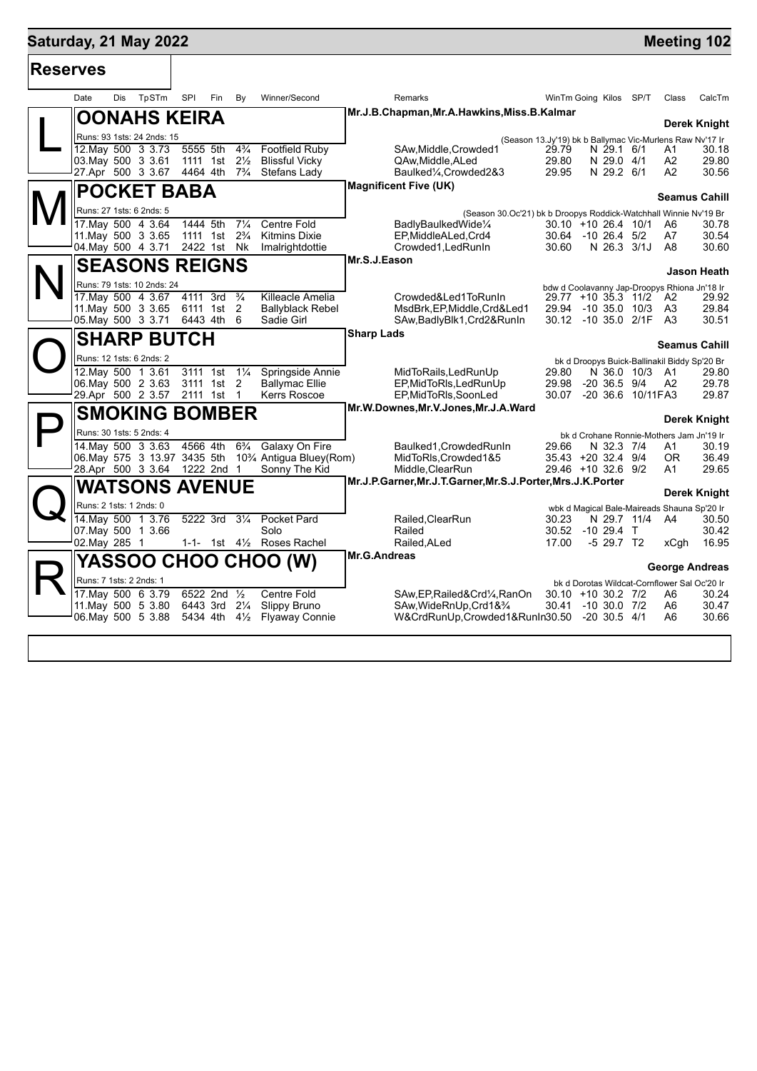# Saturday, 21 May 2022

# Meeting 102

## Reserves

| Date | Dis | TpSTm | SPI | Fin | By | Winner/Second | Remarks | WinTm | Going | Kilos | SP/T | Class | CalcTm |
|---|---|---|---|---|---|---|---|---|---|---|---|---|---|

### L — OONAHS KEIRA

Mr.J.B.Chapman,Mr.A.Hawkins,Miss.B.Kalmar — **Derek Knight**

Runs: 93 1sts: 24 2nds: 15 — (Season 13.Jy'19) bk b Ballymac Vic-Murlens Raw Nv'17 Ir

| Date | Dis | TpSTm | SPI | Fin | By | Winner/Second | Remarks | WinTm | Going | Kilos | SP/T | Class | CalcTm |
|---|---|---|---|---|---|---|---|---|---|---|---|---|---|
| 12.May | 500 | 3 3.73 | 5555 | 5th | 4¾ | Footfield Ruby | SAw,Middle,Crowded1 | 29.79 | N | 29.1 | 6/1 | A1 | 30.18 |
| 03.May | 500 | 3 3.61 | 1111 | 1st | 2½ | Blissful Vicky | QAw,Middle,ALed | 29.80 | N | 29.0 | 4/1 | A2 | 29.80 |
| 27.Apr | 500 | 3 3.67 | 4464 | 4th | 7¾ | Stefans Lady | Baulked¼,Crowded2&3 | 29.95 | N | 29.2 | 6/1 | A2 | 30.56 |

### M — POCKET BABA

Magnificent Five (UK) — **Seamus Cahill**

Runs: 27 1sts: 6 2nds: 5 — (Season 30.Oc'21) bk b Droopys Roddick-Watchhall Winnie Nv'19 Br

| Date | Dis | TpSTm | SPI | Fin | By | Winner/Second | Remarks | WinTm | Going | Kilos | SP/T | Class | CalcTm |
|---|---|---|---|---|---|---|---|---|---|---|---|---|---|
| 17.May | 500 | 4 3.64 | 1444 | 5th | 7¼ | Centre Fold | BadlyBaulkedWide¼ | 30.10 | +10 | 26.4 | 10/1 | A6 | 30.78 |
| 11.May | 500 | 3 3.65 | 1111 | 1st | 2¾ | Kitmins Dixie | EP,MiddleALed,Crd4 | 30.64 | -10 | 26.4 | 5/2 | A7 | 30.54 |
| 04.May | 500 | 4 3.71 | 2422 | 1st | Nk | Imalrightdottie | Crowded1,LedRunIn | 30.60 | N | 26.3 | 3/1J | A8 | 30.60 |

### N — SEASONS REIGNS

Mr.S.J.Eason — **Jason Heath**

Runs: 79 1sts: 10 2nds: 24 — bdw d Coolavanny Jap-Droopys Rhiona Jn'18 Ir

| Date | Dis | TpSTm | SPI | Fin | By | Winner/Second | Remarks | WinTm | Going | Kilos | SP/T | Class | CalcTm |
|---|---|---|---|---|---|---|---|---|---|---|---|---|---|
| 17.May | 500 | 4 3.67 | 4111 | 3rd | ¾ | Killeacle Amelia | Crowded&Led1ToRunIn | 29.77 | +10 | 35.3 | 11/2 | A2 | 29.92 |
| 11.May | 500 | 3 3.65 | 6111 | 1st | 2 | Ballyblack Rebel | MsdBrk,EP,Middle,Crd&Led1 | 29.94 | -10 | 35.0 | 10/3 | A3 | 29.84 |
| 05.May | 500 | 3 3.71 | 6443 | 4th | 6 | Sadie Girl | SAw,BadlyBlk1,Crd2&RunIn | 30.12 | -10 | 35.0 | 2/1F | A3 | 30.51 |

### O — SHARP BUTCH

Sharp Lads — **Seamus Cahill**

Runs: 12 1sts: 6 2nds: 2 — bk d Droopys Buick-Ballinakil Biddy Sp'20 Br

| Date | Dis | TpSTm | SPI | Fin | By | Winner/Second | Remarks | WinTm | Going | Kilos | SP/T | Class | CalcTm |
|---|---|---|---|---|---|---|---|---|---|---|---|---|---|
| 12.May | 500 | 1 3.61 | 3111 | 1st | 1¼ | Springside Annie | MidToRails,LedRunUp | 29.80 | N | 36.0 | 10/3 | A1 | 29.80 |
| 06.May | 500 | 2 3.63 | 3111 | 1st | 2 | Ballymac Ellie | EP,MidToRls,LedRunUp | 29.98 | -20 | 36.5 | 9/4 | A2 | 29.78 |
| 29.Apr | 500 | 2 3.57 | 2111 | 1st | 1 | Kerrs Roscoe | EP,MidToRls,SoonLed | 30.07 | -20 | 36.6 | 10/11F | A3 | 29.87 |

### P — SMOKING BOMBER

Mr.W.Downes,Mr.V.Jones,Mr.J.A.Ward — **Derek Knight**

Runs: 30 1sts: 5 2nds: 4 — bk d Crohane Ronnie-Mothers Jam Jn'19 Ir

| Date | Dis | TpSTm | SPI | Fin | By | Winner/Second | Remarks | WinTm | Going | Kilos | SP/T | Class | CalcTm |
|---|---|---|---|---|---|---|---|---|---|---|---|---|---|
| 14.May | 500 | 3 3.63 | 4566 | 4th | 6¾ | Galaxy On Fire | Baulked1,CrowdedRunIn | 29.66 | N | 32.3 | 7/4 | A1 | 30.19 |
| 06.May | 575 | 3 13.97 | 3435 | 5th | 10¾ | Antigua Bluey(Rom) | MidToRls,Crowded1&5 | 35.43 | +20 | 32.4 | 9/4 | OR | 36.49 |
| 28.Apr | 500 | 3 3.64 | 1222 | 2nd | 1 | Sonny The Kid | Middle,ClearRun | 29.46 | +10 | 32.6 | 9/2 | A1 | 29.65 |

### Q — WATSONS AVENUE

Mr.J.P.Garner,Mr.J.T.Garner,Mr.S.J.Porter,Mrs.J.K.Porter — **Derek Knight**

Runs: 2 1sts: 1 2nds: 0 — wbk d Magical Bale-Maireads Shauna Sp'20 Ir

| Date | Dis | TpSTm | SPI | Fin | By | Winner/Second | Remarks | WinTm | Going | Kilos | SP/T | Class | CalcTm |
|---|---|---|---|---|---|---|---|---|---|---|---|---|---|
| 14.May | 500 | 1 3.76 | 5222 | 3rd | 3¼ | Pocket Pard | Railed,ClearRun | 30.23 | N | 29.7 | 11/4 | A4 | 30.50 |
| 07.May | 500 | 1 3.66 | | | | Solo | Railed | 30.52 | -10 | 29.4 | T | | 30.42 |
| 02.May | 285 | 1 | 1-1- | 1st | 4½ | Roses Rachel | Railed,ALed | 17.00 | -5 | 29.7 | T2 | xCgh | 16.95 |

### R — YASSOO CHOO CHOO (W)

Mr.G.Andreas — **George Andreas**

Runs: 7 1sts: 2 2nds: 1 — bk d Dorotas Wildcat-Cornflower Sal Oc'20 Ir

| Date | Dis | TpSTm | SPI | Fin | By | Winner/Second | Remarks | WinTm | Going | Kilos | SP/T | Class | CalcTm |
|---|---|---|---|---|---|---|---|---|---|---|---|---|---|
| 17.May | 500 | 6 3.79 | 6522 | 2nd | ½ | Centre Fold | SAw,EP,Railed&Crd¼,RanOn | 30.10 | +10 | 30.2 | 7/2 | A6 | 30.24 |
| 11.May | 500 | 5 3.80 | 6443 | 3rd | 2¼ | Slippy Bruno | SAw,WideRnUp,Crd1&¾ | 30.41 | -10 | 30.0 | 7/2 | A6 | 30.47 |
| 06.May | 500 | 5 3.88 | 5434 | 4th | 4½ | Flyaway Connie | W&CrdRunUp,Crowded1&RunIn | 30.50 | -20 | 30.5 | 4/1 | A6 | 30.66 |